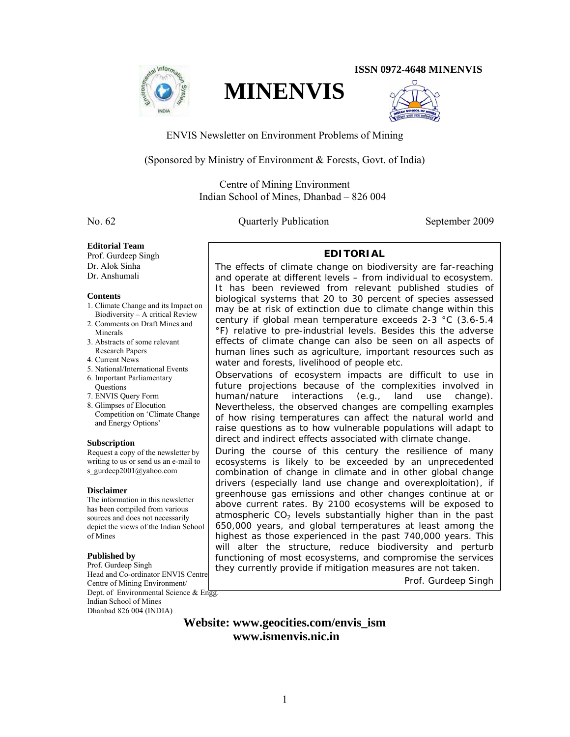ISSN 0972-4648 MINENVIS

# MINENVIS

ENVIS Newsletter on Environment Problems of Mining

(Sponsored by Ministry of Environment & Forests, Govt. of India)

Centre of Mining Environment
Indian School of Mines, Dhanbad – 826 004

No. 62 Quarterly Publication September 2009

**Editorial Team**
Prof. Gurdeep Singh
Dr. Alok Sinha
Dr. Anshumali

**Contents**
1. Climate Change and its Impact on Biodiversity – A critical Review
2. Comments on Draft Mines and Minerals
3. Abstracts of some relevant Research Papers
4. Current News
5. National/International Events
6. Important Parliamentary Questions
7. ENVIS Query Form
8. Glimpses of Elocution Competition on 'Climate Change and Energy Options'

**Subscription**
Request a copy of the newsletter by writing to us or send us an e-mail to s_gurdeep2001@yahoo.com

**Disclaimer**
The information in this newsletter has been compiled from various sources and does not necessarily depict the views of the Indian School of Mines

**Published by**
Prof. Gurdeep Singh
Head and Co-ordinator ENVIS Centre
Centre of Mining Environment/
Dept. of Environmental Science & Engg.
Indian School of Mines
Dhanbad 826 004 (INDIA)

## EDITORIAL

The effects of climate change on biodiversity are far-reaching and operate at different levels – from individual to ecosystem. It has been reviewed from relevant published studies of biological systems that 20 to 30 percent of species assessed may be at risk of extinction due to climate change within this century if global mean temperature exceeds 2-3 °C (3.6-5.4 °F) relative to pre-industrial levels. Besides this the adverse effects of climate change can also be seen on all aspects of human lines such as agriculture, important resources such as water and forests, livelihood of people etc.

Observations of ecosystem impacts are difficult to use in future projections because of the complexities involved in human/nature interactions (e.g., land use change). Nevertheless, the observed changes are compelling examples of how rising temperatures can affect the natural world and raise questions as to how vulnerable populations will adapt to direct and indirect effects associated with climate change.

During the course of this century the resilience of many ecosystems is likely to be exceeded by an unprecedented combination of change in climate and in other global change drivers (especially land use change and overexploitation), if greenhouse gas emissions and other changes continue at or above current rates. By 2100 ecosystems will be exposed to atmospheric $CO_2$ levels substantially higher than in the past 650,000 years, and global temperatures at least among the highest as those experienced in the past 740,000 years. This will alter the structure, reduce biodiversity and perturb functioning of most ecosystems, and compromise the services they currently provide if mitigation measures are not taken.

Prof. Gurdeep Singh

**Website: www.geocities.com/envis_ism**
**www.ismenvis.nic.in**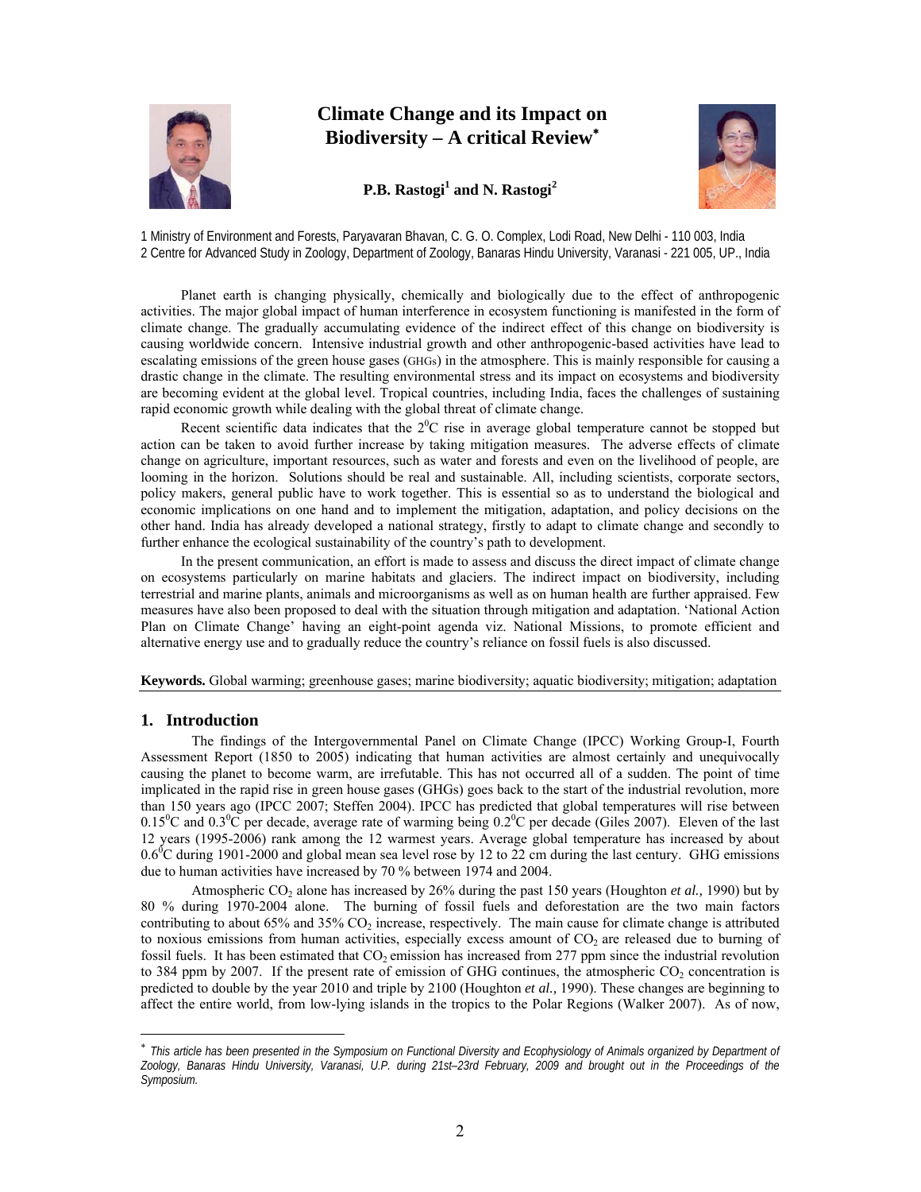# Climate Change and its Impact on Biodiversity – A critical Review*

**P.B. Rastogi[1] and N. Rastogi[2]**

1 Ministry of Environment and Forests, Paryavaran Bhavan, C. G. O. Complex, Lodi Road, New Delhi - 110 003, India
2 Centre for Advanced Study in Zoology, Department of Zoology, Banaras Hindu University, Varanasi - 221 005, UP., India

Planet earth is changing physically, chemically and biologically due to the effect of anthropogenic activities. The major global impact of human interference in ecosystem functioning is manifested in the form of climate change. The gradually accumulating evidence of the indirect effect of this change on biodiversity is causing worldwide concern. Intensive industrial growth and other anthropogenic-based activities have lead to escalating emissions of the green house gases (GHGs) in the atmosphere. This is mainly responsible for causing a drastic change in the climate. The resulting environmental stress and its impact on ecosystems and biodiversity are becoming evident at the global level. Tropical countries, including India, faces the challenges of sustaining rapid economic growth while dealing with the global threat of climate change.

Recent scientific data indicates that the $2^0$C rise in average global temperature cannot be stopped but action can be taken to avoid further increase by taking mitigation measures. The adverse effects of climate change on agriculture, important resources, such as water and forests and even on the livelihood of people, are looming in the horizon. Solutions should be real and sustainable. All, including scientists, corporate sectors, policy makers, general public have to work together. This is essential so as to understand the biological and economic implications on one hand and to implement the mitigation, adaptation, and policy decisions on the other hand. India has already developed a national strategy, firstly to adapt to climate change and secondly to further enhance the ecological sustainability of the country's path to development.

In the present communication, an effort is made to assess and discuss the direct impact of climate change on ecosystems particularly on marine habitats and glaciers. The indirect impact on biodiversity, including terrestrial and marine plants, animals and microorganisms as well as on human health are further appraised. Few measures have also been proposed to deal with the situation through mitigation and adaptation. 'National Action Plan on Climate Change' having an eight-point agenda viz. National Missions, to promote efficient and alternative energy use and to gradually reduce the country's reliance on fossil fuels is also discussed.

**Keywords.** Global warming; greenhouse gases; marine biodiversity; aquatic biodiversity; mitigation; adaptation

## 1. Introduction

The findings of the Intergovernmental Panel on Climate Change (IPCC) Working Group-I, Fourth Assessment Report (1850 to 2005) indicating that human activities are almost certainly and unequivocally causing the planet to become warm, are irrefutable. This has not occurred all of a sudden. The point of time implicated in the rapid rise in green house gases (GHGs) goes back to the start of the industrial revolution, more than 150 years ago (IPCC 2007; Steffen 2004). IPCC has predicted that global temperatures will rise between $0.15^0$C and $0.3^0$C per decade, average rate of warming being $0.2^0$C per decade (Giles 2007). Eleven of the last 12 years (1995-2006) rank among the 12 warmest years. Average global temperature has increased by about $0.6^0$C during 1901-2000 and global mean sea level rose by 12 to 22 cm during the last century. GHG emissions due to human activities have increased by 70 % between 1974 and 2004.

Atmospheric $CO_2$ alone has increased by 26% during the past 150 years (Houghton *et al.,* 1990) but by 80 % during 1970-2004 alone. The burning of fossil fuels and deforestation are the two main factors contributing to about 65% and 35% $CO_2$ increase, respectively. The main cause for climate change is attributed to noxious emissions from human activities, especially excess amount of $CO_2$ are released due to burning of fossil fuels. It has been estimated that $CO_2$ emission has increased from 277 ppm since the industrial revolution to 384 ppm by 2007. If the present rate of emission of GHG continues, the atmospheric $CO_2$ concentration is predicted to double by the year 2010 and triple by 2100 (Houghton *et al.,* 1990). These changes are beginning to affect the entire world, from low-lying islands in the tropics to the Polar Regions (Walker 2007). As of now,

---

* *This article has been presented in the Symposium on Functional Diversity and Ecophysiology of Animals organized by Department of Zoology, Banaras Hindu University, Varanasi, U.P. during 21st–23rd February, 2009 and brought out in the Proceedings of the Symposium.*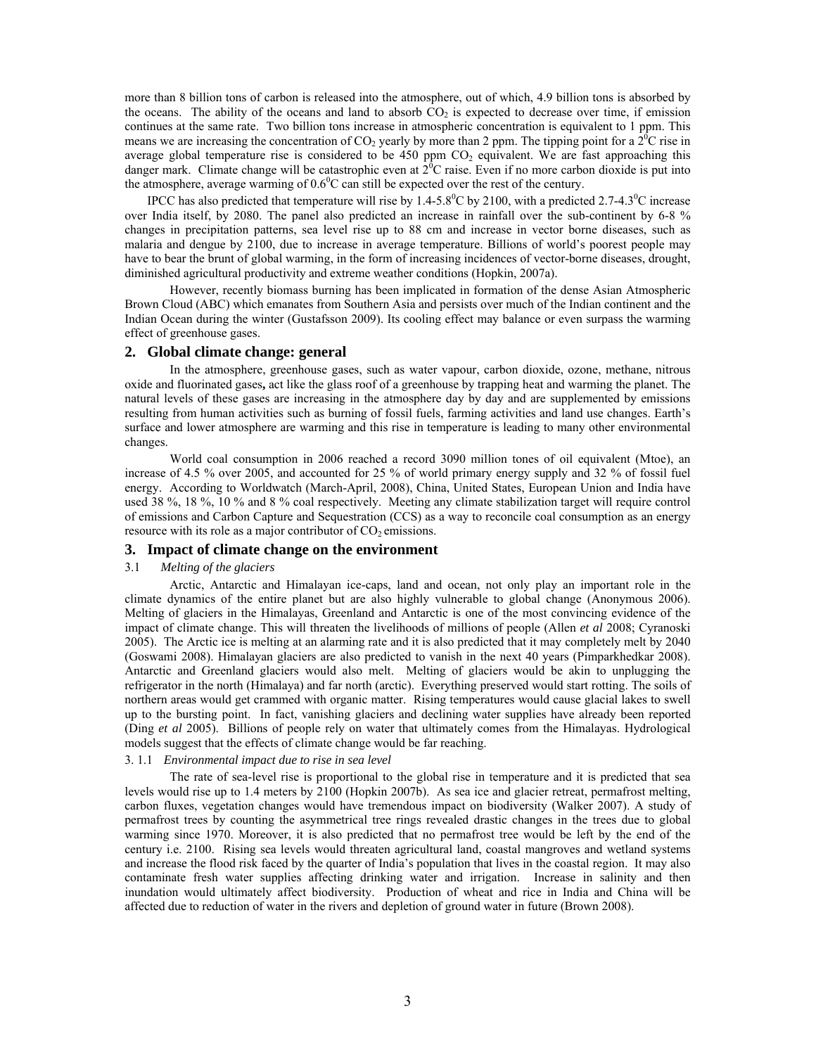more than 8 billion tons of carbon is released into the atmosphere, out of which, 4.9 billion tons is absorbed by the oceans. The ability of the oceans and land to absorb $CO_2$ is expected to decrease over time, if emission continues at the same rate. Two billion tons increase in atmospheric concentration is equivalent to 1 ppm. This means we are increasing the concentration of $CO_2$ yearly by more than 2 ppm. The tipping point for a $2^0$C rise in average global temperature rise is considered to be 450 ppm $CO_2$ equivalent. We are fast approaching this danger mark. Climate change will be catastrophic even at $2^0$C raise. Even if no more carbon dioxide is put into the atmosphere, average warming of $0.6^0$C can still be expected over the rest of the century.

IPCC has also predicted that temperature will rise by $1.4$-$5.8^0$C by 2100, with a predicted $2.7$-$4.3^0$C increase over India itself, by 2080. The panel also predicted an increase in rainfall over the sub-continent by 6-8 % changes in precipitation patterns, sea level rise up to 88 cm and increase in vector borne diseases, such as malaria and dengue by 2100, due to increase in average temperature. Billions of world's poorest people may have to bear the brunt of global warming, in the form of increasing incidences of vector-borne diseases, drought, diminished agricultural productivity and extreme weather conditions (Hopkin, 2007a).

However, recently biomass burning has been implicated in formation of the dense Asian Atmospheric Brown Cloud (ABC) which emanates from Southern Asia and persists over much of the Indian continent and the Indian Ocean during the winter (Gustafsson 2009). Its cooling effect may balance or even surpass the warming effect of greenhouse gases.

## 2. Global climate change: general

In the atmosphere, greenhouse gases, such as water vapour, carbon dioxide, ozone, methane, nitrous oxide and fluorinated gases**,** act like the glass roof of a greenhouse by trapping heat and warming the planet. The natural levels of these gases are increasing in the atmosphere day by day and are supplemented by emissions resulting from human activities such as burning of fossil fuels, farming activities and land use changes. Earth's surface and lower atmosphere are warming and this rise in temperature is leading to many other environmental changes.

World coal consumption in 2006 reached a record 3090 million tones of oil equivalent (Mtoe), an increase of 4.5 % over 2005, and accounted for 25 % of world primary energy supply and 32 % of fossil fuel energy. According to Worldwatch (March-April, 2008), China, United States, European Union and India have used 38 %, 18 %, 10 % and 8 % coal respectively. Meeting any climate stabilization target will require control of emissions and Carbon Capture and Sequestration (CCS) as a way to reconcile coal consumption as an energy resource with its role as a major contributor of $CO_2$ emissions.

## 3. Impact of climate change on the environment

### 3.1 *Melting of the glaciers*

Arctic, Antarctic and Himalayan ice-caps, land and ocean, not only play an important role in the climate dynamics of the entire planet but are also highly vulnerable to global change (Anonymous 2006). Melting of glaciers in the Himalayas, Greenland and Antarctic is one of the most convincing evidence of the impact of climate change. This will threaten the livelihoods of millions of people (Allen *et al* 2008; Cyranoski 2005). The Arctic ice is melting at an alarming rate and it is also predicted that it may completely melt by 2040 (Goswami 2008). Himalayan glaciers are also predicted to vanish in the next 40 years (Pimparkhedkar 2008). Antarctic and Greenland glaciers would also melt. Melting of glaciers would be akin to unplugging the refrigerator in the north (Himalaya) and far north (arctic). Everything preserved would start rotting. The soils of northern areas would get crammed with organic matter. Rising temperatures would cause glacial lakes to swell up to the bursting point. In fact, vanishing glaciers and declining water supplies have already been reported (Ding *et al* 2005). Billions of people rely on water that ultimately comes from the Himalayas. Hydrological models suggest that the effects of climate change would be far reaching.

#### 3. 1.1 *Environmental impact due to rise in sea level*

The rate of sea-level rise is proportional to the global rise in temperature and it is predicted that sea levels would rise up to 1.4 meters by 2100 (Hopkin 2007b). As sea ice and glacier retreat, permafrost melting, carbon fluxes, vegetation changes would have tremendous impact on biodiversity (Walker 2007). A study of permafrost trees by counting the asymmetrical tree rings revealed drastic changes in the trees due to global warming since 1970. Moreover, it is also predicted that no permafrost tree would be left by the end of the century i.e. 2100. Rising sea levels would threaten agricultural land, coastal mangroves and wetland systems and increase the flood risk faced by the quarter of India's population that lives in the coastal region. It may also contaminate fresh water supplies affecting drinking water and irrigation. Increase in salinity and then inundation would ultimately affect biodiversity. Production of wheat and rice in India and China will be affected due to reduction of water in the rivers and depletion of ground water in future (Brown 2008).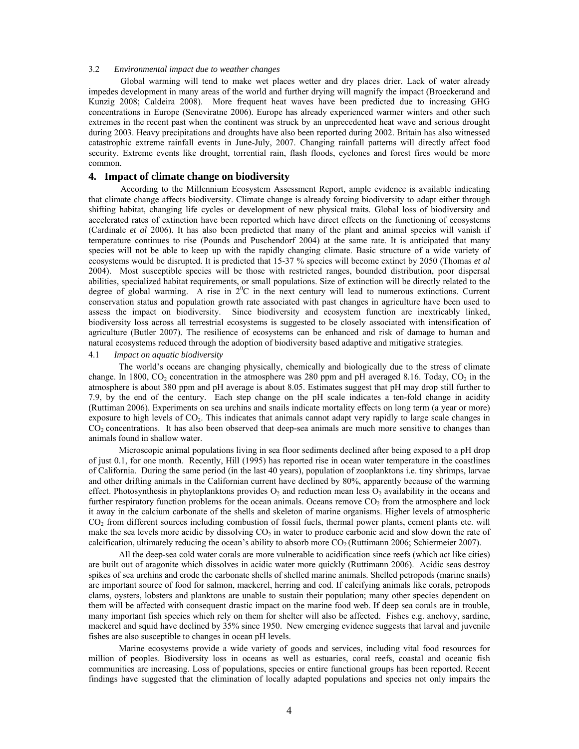### 3.2 *Environmental impact due to weather changes*

Global warming will tend to make wet places wetter and dry places drier. Lack of water already impedes development in many areas of the world and further drying will magnify the impact (Broeckerand and Kunzig 2008; Caldeira 2008). More frequent heat waves have been predicted due to increasing GHG concentrations in Europe (Seneviratne 2006). Europe has already experienced warmer winters and other such extremes in the recent past when the continent was struck by an unprecedented heat wave and serious drought during 2003. Heavy precipitations and droughts have also been reported during 2002. Britain has also witnessed catastrophic extreme rainfall events in June-July, 2007. Changing rainfall patterns will directly affect food security. Extreme events like drought, torrential rain, flash floods, cyclones and forest fires would be more common.

## 4. Impact of climate change on biodiversity

According to the Millennium Ecosystem Assessment Report, ample evidence is available indicating that climate change affects biodiversity. Climate change is already forcing biodiversity to adapt either through shifting habitat, changing life cycles or development of new physical traits. Global loss of biodiversity and accelerated rates of extinction have been reported which have direct effects on the functioning of ecosystems (Cardinale *et al* 2006). It has also been predicted that many of the plant and animal species will vanish if temperature continues to rise (Pounds and Puschendorf 2004) at the same rate. It is anticipated that many species will not be able to keep up with the rapidly changing climate. Basic structure of a wide variety of ecosystems would be disrupted. It is predicted that 15-37 % species will become extinct by 2050 (Thomas *et al* 2004). Most susceptible species will be those with restricted ranges, bounded distribution, poor dispersal abilities, specialized habitat requirements, or small populations. Size of extinction will be directly related to the degree of global warming. A rise in $2^0$C in the next century will lead to numerous extinctions. Current conservation status and population growth rate associated with past changes in agriculture have been used to assess the impact on biodiversity. Since biodiversity and ecosystem function are inextricably linked, biodiversity loss across all terrestrial ecosystems is suggested to be closely associated with intensification of agriculture (Butler 2007). The resilience of ecosystems can be enhanced and risk of damage to human and natural ecosystems reduced through the adoption of biodiversity based adaptive and mitigative strategies.

### 4.1 *Impact on aquatic biodiversity*

The world's oceans are changing physically, chemically and biologically due to the stress of climate change. In 1800, $CO_2$ concentration in the atmosphere was 280 ppm and pH averaged 8.16. Today, $CO_2$ in the atmosphere is about 380 ppm and pH average is about 8.05. Estimates suggest that pH may drop still further to 7.9, by the end of the century. Each step change on the pH scale indicates a ten-fold change in acidity (Ruttiman 2006). Experiments on sea urchins and snails indicate mortality effects on long term (a year or more) exposure to high levels of $CO_2$. This indicates that animals cannot adapt very rapidly to large scale changes in $CO_2$ concentrations. It has also been observed that deep-sea animals are much more sensitive to changes than animals found in shallow water.

Microscopic animal populations living in sea floor sediments declined after being exposed to a pH drop of just 0.1, for one month. Recently, Hill (1995) has reported rise in ocean water temperature in the coastlines of California. During the same period (in the last 40 years), population of zooplanktons i.e. tiny shrimps, larvae and other drifting animals in the Californian current have declined by 80%, apparently because of the warming effect. Photosynthesis in phytoplanktons provides $O_2$ and reduction mean less $O_2$ availability in the oceans and further respiratory function problems for the ocean animals. Oceans remove $CO_2$ from the atmosphere and lock it away in the calcium carbonate of the shells and skeleton of marine organisms. Higher levels of atmospheric $CO_2$ from different sources including combustion of fossil fuels, thermal power plants, cement plants etc. will make the sea levels more acidic by dissolving $CO_2$ in water to produce carbonic acid and slow down the rate of calcification, ultimately reducing the ocean's ability to absorb more $CO_2$ (Ruttimann 2006; Schiermeier 2007).

All the deep-sea cold water corals are more vulnerable to acidification since reefs (which act like cities) are built out of aragonite which dissolves in acidic water more quickly (Ruttimann 2006). Acidic seas destroy spikes of sea urchins and erode the carbonate shells of shelled marine animals. Shelled petropods (marine snails) are important source of food for salmon, mackerel, herring and cod. If calcifying animals like corals, petropods clams, oysters, lobsters and planktons are unable to sustain their population; many other species dependent on them will be affected with consequent drastic impact on the marine food web. If deep sea corals are in trouble, many important fish species which rely on them for shelter will also be affected. Fishes e.g. anchovy, sardine, mackerel and squid have declined by 35% since 1950. New emerging evidence suggests that larval and juvenile fishes are also susceptible to changes in ocean pH levels.

Marine ecosystems provide a wide variety of goods and services, including vital food resources for million of peoples. Biodiversity loss in oceans as well as estuaries, coral reefs, coastal and oceanic fish communities are increasing. Loss of populations, species or entire functional groups has been reported. Recent findings have suggested that the elimination of locally adapted populations and species not only impairs the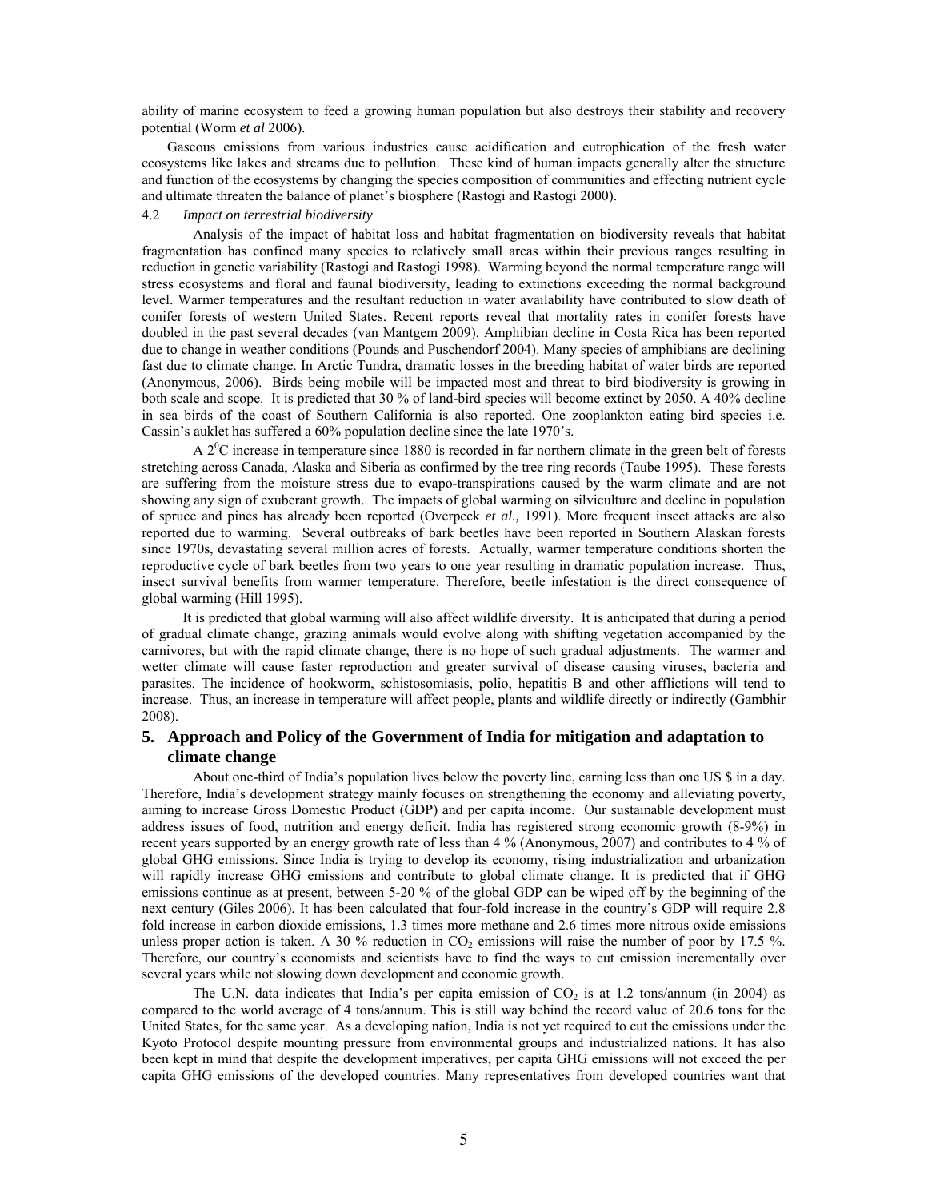ability of marine ecosystem to feed a growing human population but also destroys their stability and recovery potential (Worm *et al* 2006).

Gaseous emissions from various industries cause acidification and eutrophication of the fresh water ecosystems like lakes and streams due to pollution. These kind of human impacts generally alter the structure and function of the ecosystems by changing the species composition of communities and effecting nutrient cycle and ultimate threaten the balance of planet's biosphere (Rastogi and Rastogi 2000).

### 4.2 *Impact on terrestrial biodiversity*

Analysis of the impact of habitat loss and habitat fragmentation on biodiversity reveals that habitat fragmentation has confined many species to relatively small areas within their previous ranges resulting in reduction in genetic variability (Rastogi and Rastogi 1998). Warming beyond the normal temperature range will stress ecosystems and floral and faunal biodiversity, leading to extinctions exceeding the normal background level. Warmer temperatures and the resultant reduction in water availability have contributed to slow death of conifer forests of western United States. Recent reports reveal that mortality rates in conifer forests have doubled in the past several decades (van Mantgem 2009). Amphibian decline in Costa Rica has been reported due to change in weather conditions (Pounds and Puschendorf 2004). Many species of amphibians are declining fast due to climate change. In Arctic Tundra, dramatic losses in the breeding habitat of water birds are reported (Anonymous, 2006). Birds being mobile will be impacted most and threat to bird biodiversity is growing in both scale and scope. It is predicted that 30 % of land-bird species will become extinct by 2050. A 40% decline in sea birds of the coast of Southern California is also reported. One zooplankton eating bird species i.e. Cassin's auklet has suffered a 60% population decline since the late 1970's.

A $2^0$C increase in temperature since 1880 is recorded in far northern climate in the green belt of forests stretching across Canada, Alaska and Siberia as confirmed by the tree ring records (Taube 1995). These forests are suffering from the moisture stress due to evapo-transpirations caused by the warm climate and are not showing any sign of exuberant growth. The impacts of global warming on silviculture and decline in population of spruce and pines has already been reported (Overpeck *et al.,* 1991). More frequent insect attacks are also reported due to warming. Several outbreaks of bark beetles have been reported in Southern Alaskan forests since 1970s, devastating several million acres of forests. Actually, warmer temperature conditions shorten the reproductive cycle of bark beetles from two years to one year resulting in dramatic population increase. Thus, insect survival benefits from warmer temperature. Therefore, beetle infestation is the direct consequence of global warming (Hill 1995).

It is predicted that global warming will also affect wildlife diversity. It is anticipated that during a period of gradual climate change, grazing animals would evolve along with shifting vegetation accompanied by the carnivores, but with the rapid climate change, there is no hope of such gradual adjustments. The warmer and wetter climate will cause faster reproduction and greater survival of disease causing viruses, bacteria and parasites. The incidence of hookworm, schistosomiasis, polio, hepatitis B and other afflictions will tend to increase. Thus, an increase in temperature will affect people, plants and wildlife directly or indirectly (Gambhir 2008).

## 5. Approach and Policy of the Government of India for mitigation and adaptation to climate change

About one-third of India's population lives below the poverty line, earning less than one US $ in a day. Therefore, India's development strategy mainly focuses on strengthening the economy and alleviating poverty, aiming to increase Gross Domestic Product (GDP) and per capita income. Our sustainable development must address issues of food, nutrition and energy deficit. India has registered strong economic growth (8-9%) in recent years supported by an energy growth rate of less than 4 % (Anonymous, 2007) and contributes to 4 % of global GHG emissions. Since India is trying to develop its economy, rising industrialization and urbanization will rapidly increase GHG emissions and contribute to global climate change. It is predicted that if GHG emissions continue as at present, between 5-20 % of the global GDP can be wiped off by the beginning of the next century (Giles 2006). It has been calculated that four-fold increase in the country's GDP will require 2.8 fold increase in carbon dioxide emissions, 1.3 times more methane and 2.6 times more nitrous oxide emissions unless proper action is taken. A 30 % reduction in $CO_2$ emissions will raise the number of poor by 17.5 %. Therefore, our country's economists and scientists have to find the ways to cut emission incrementally over several years while not slowing down development and economic growth.

The U.N. data indicates that India's per capita emission of $CO_2$ is at 1.2 tons/annum (in 2004) as compared to the world average of 4 tons/annum. This is still way behind the record value of 20.6 tons for the United States, for the same year. As a developing nation, India is not yet required to cut the emissions under the Kyoto Protocol despite mounting pressure from environmental groups and industrialized nations. It has also been kept in mind that despite the development imperatives, per capita GHG emissions will not exceed the per capita GHG emissions of the developed countries. Many representatives from developed countries want that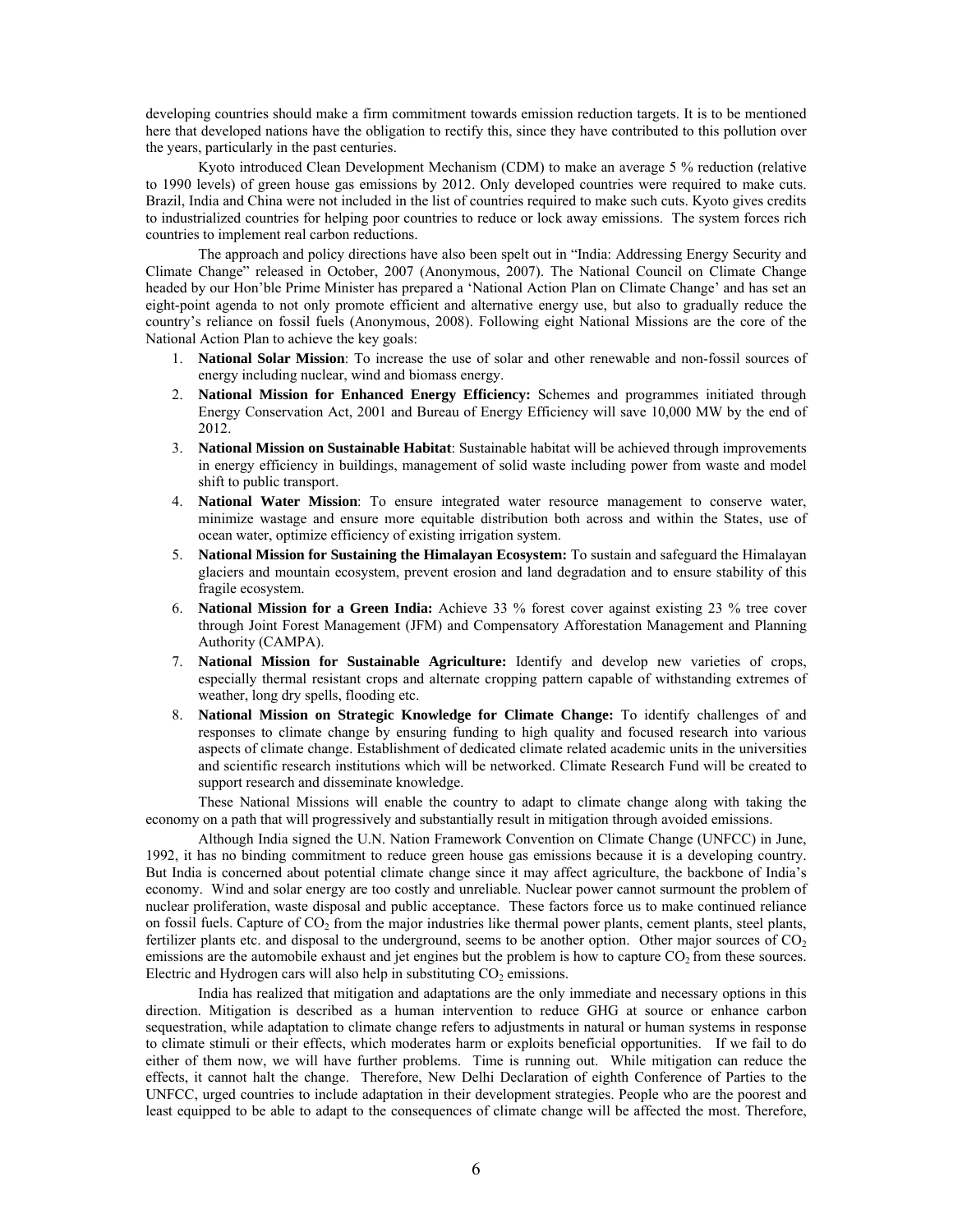developing countries should make a firm commitment towards emission reduction targets. It is to be mentioned here that developed nations have the obligation to rectify this, since they have contributed to this pollution over the years, particularly in the past centuries.

Kyoto introduced Clean Development Mechanism (CDM) to make an average 5 % reduction (relative to 1990 levels) of green house gas emissions by 2012. Only developed countries were required to make cuts. Brazil, India and China were not included in the list of countries required to make such cuts. Kyoto gives credits to industrialized countries for helping poor countries to reduce or lock away emissions. The system forces rich countries to implement real carbon reductions.

The approach and policy directions have also been spelt out in "India: Addressing Energy Security and Climate Change" released in October, 2007 (Anonymous, 2007). The National Council on Climate Change headed by our Hon'ble Prime Minister has prepared a 'National Action Plan on Climate Change' and has set an eight-point agenda to not only promote efficient and alternative energy use, but also to gradually reduce the country's reliance on fossil fuels (Anonymous, 2008). Following eight National Missions are the core of the National Action Plan to achieve the key goals:

1. **National Solar Mission**: To increase the use of solar and other renewable and non-fossil sources of energy including nuclear, wind and biomass energy.
2. **National Mission for Enhanced Energy Efficiency:** Schemes and programmes initiated through Energy Conservation Act, 2001 and Bureau of Energy Efficiency will save 10,000 MW by the end of 2012.
3. **National Mission on Sustainable Habitat**: Sustainable habitat will be achieved through improvements in energy efficiency in buildings, management of solid waste including power from waste and model shift to public transport.
4. **National Water Mission**: To ensure integrated water resource management to conserve water, minimize wastage and ensure more equitable distribution both across and within the States, use of ocean water, optimize efficiency of existing irrigation system.
5. **National Mission for Sustaining the Himalayan Ecosystem:** To sustain and safeguard the Himalayan glaciers and mountain ecosystem, prevent erosion and land degradation and to ensure stability of this fragile ecosystem.
6. **National Mission for a Green India:** Achieve 33 % forest cover against existing 23 % tree cover through Joint Forest Management (JFM) and Compensatory Afforestation Management and Planning Authority (CAMPA).
7. **National Mission for Sustainable Agriculture:** Identify and develop new varieties of crops, especially thermal resistant crops and alternate cropping pattern capable of withstanding extremes of weather, long dry spells, flooding etc.
8. **National Mission on Strategic Knowledge for Climate Change:** To identify challenges of and responses to climate change by ensuring funding to high quality and focused research into various aspects of climate change. Establishment of dedicated climate related academic units in the universities and scientific research institutions which will be networked. Climate Research Fund will be created to support research and disseminate knowledge.

These National Missions will enable the country to adapt to climate change along with taking the economy on a path that will progressively and substantially result in mitigation through avoided emissions.

Although India signed the U.N. Nation Framework Convention on Climate Change (UNFCC) in June, 1992, it has no binding commitment to reduce green house gas emissions because it is a developing country. But India is concerned about potential climate change since it may affect agriculture, the backbone of India's economy. Wind and solar energy are too costly and unreliable. Nuclear power cannot surmount the problem of nuclear proliferation, waste disposal and public acceptance. These factors force us to make continued reliance on fossil fuels. Capture of $CO_2$ from the major industries like thermal power plants, cement plants, steel plants, fertilizer plants etc. and disposal to the underground, seems to be another option. Other major sources of $CO_2$ emissions are the automobile exhaust and jet engines but the problem is how to capture $CO_2$ from these sources. Electric and Hydrogen cars will also help in substituting $CO_2$ emissions.

India has realized that mitigation and adaptations are the only immediate and necessary options in this direction. Mitigation is described as a human intervention to reduce GHG at source or enhance carbon sequestration, while adaptation to climate change refers to adjustments in natural or human systems in response to climate stimuli or their effects, which moderates harm or exploits beneficial opportunities. If we fail to do either of them now, we will have further problems. Time is running out. While mitigation can reduce the effects, it cannot halt the change. Therefore, New Delhi Declaration of eighth Conference of Parties to the UNFCC, urged countries to include adaptation in their development strategies. People who are the poorest and least equipped to be able to adapt to the consequences of climate change will be affected the most. Therefore,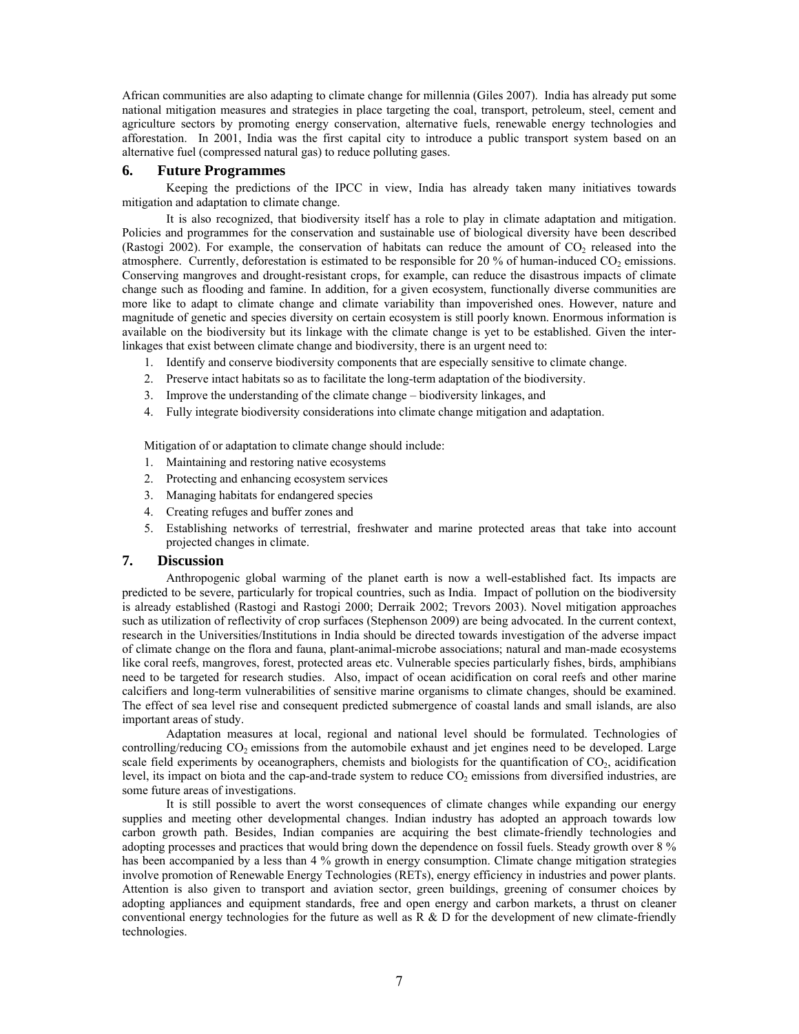African communities are also adapting to climate change for millennia (Giles 2007). India has already put some national mitigation measures and strategies in place targeting the coal, transport, petroleum, steel, cement and agriculture sectors by promoting energy conservation, alternative fuels, renewable energy technologies and afforestation. In 2001, India was the first capital city to introduce a public transport system based on an alternative fuel (compressed natural gas) to reduce polluting gases.

## 6. Future Programmes

Keeping the predictions of the IPCC in view, India has already taken many initiatives towards mitigation and adaptation to climate change.

It is also recognized, that biodiversity itself has a role to play in climate adaptation and mitigation. Policies and programmes for the conservation and sustainable use of biological diversity have been described (Rastogi 2002). For example, the conservation of habitats can reduce the amount of $CO_2$ released into the atmosphere. Currently, deforestation is estimated to be responsible for 20 % of human-induced $CO_2$ emissions. Conserving mangroves and drought-resistant crops, for example, can reduce the disastrous impacts of climate change such as flooding and famine. In addition, for a given ecosystem, functionally diverse communities are more like to adapt to climate change and climate variability than impoverished ones. However, nature and magnitude of genetic and species diversity on certain ecosystem is still poorly known. Enormous information is available on the biodiversity but its linkage with the climate change is yet to be established. Given the inter-linkages that exist between climate change and biodiversity, there is an urgent need to:

1. Identify and conserve biodiversity components that are especially sensitive to climate change.
2. Preserve intact habitats so as to facilitate the long-term adaptation of the biodiversity.
3. Improve the understanding of the climate change – biodiversity linkages, and
4. Fully integrate biodiversity considerations into climate change mitigation and adaptation.

Mitigation of or adaptation to climate change should include:

1. Maintaining and restoring native ecosystems
2. Protecting and enhancing ecosystem services
3. Managing habitats for endangered species
4. Creating refuges and buffer zones and
5. Establishing networks of terrestrial, freshwater and marine protected areas that take into account projected changes in climate.

## 7. Discussion

Anthropogenic global warming of the planet earth is now a well-established fact. Its impacts are predicted to be severe, particularly for tropical countries, such as India. Impact of pollution on the biodiversity is already established (Rastogi and Rastogi 2000; Derraik 2002; Trevors 2003). Novel mitigation approaches such as utilization of reflectivity of crop surfaces (Stephenson 2009) are being advocated. In the current context, research in the Universities/Institutions in India should be directed towards investigation of the adverse impact of climate change on the flora and fauna, plant-animal-microbe associations; natural and man-made ecosystems like coral reefs, mangroves, forest, protected areas etc. Vulnerable species particularly fishes, birds, amphibians need to be targeted for research studies. Also, impact of ocean acidification on coral reefs and other marine calcifiers and long-term vulnerabilities of sensitive marine organisms to climate changes, should be examined. The effect of sea level rise and consequent predicted submergence of coastal lands and small islands, are also important areas of study.

Adaptation measures at local, regional and national level should be formulated. Technologies of controlling/reducing $CO_2$ emissions from the automobile exhaust and jet engines need to be developed. Large scale field experiments by oceanographers, chemists and biologists for the quantification of $CO_2$, acidification level, its impact on biota and the cap-and-trade system to reduce $CO_2$ emissions from diversified industries, are some future areas of investigations.

It is still possible to avert the worst consequences of climate changes while expanding our energy supplies and meeting other developmental changes. Indian industry has adopted an approach towards low carbon growth path. Besides, Indian companies are acquiring the best climate-friendly technologies and adopting processes and practices that would bring down the dependence on fossil fuels. Steady growth over 8 % has been accompanied by a less than 4 % growth in energy consumption. Climate change mitigation strategies involve promotion of Renewable Energy Technologies (RETs), energy efficiency in industries and power plants. Attention is also given to transport and aviation sector, green buildings, greening of consumer choices by adopting appliances and equipment standards, free and open energy and carbon markets, a thrust on cleaner conventional energy technologies for the future as well as R & D for the development of new climate-friendly technologies.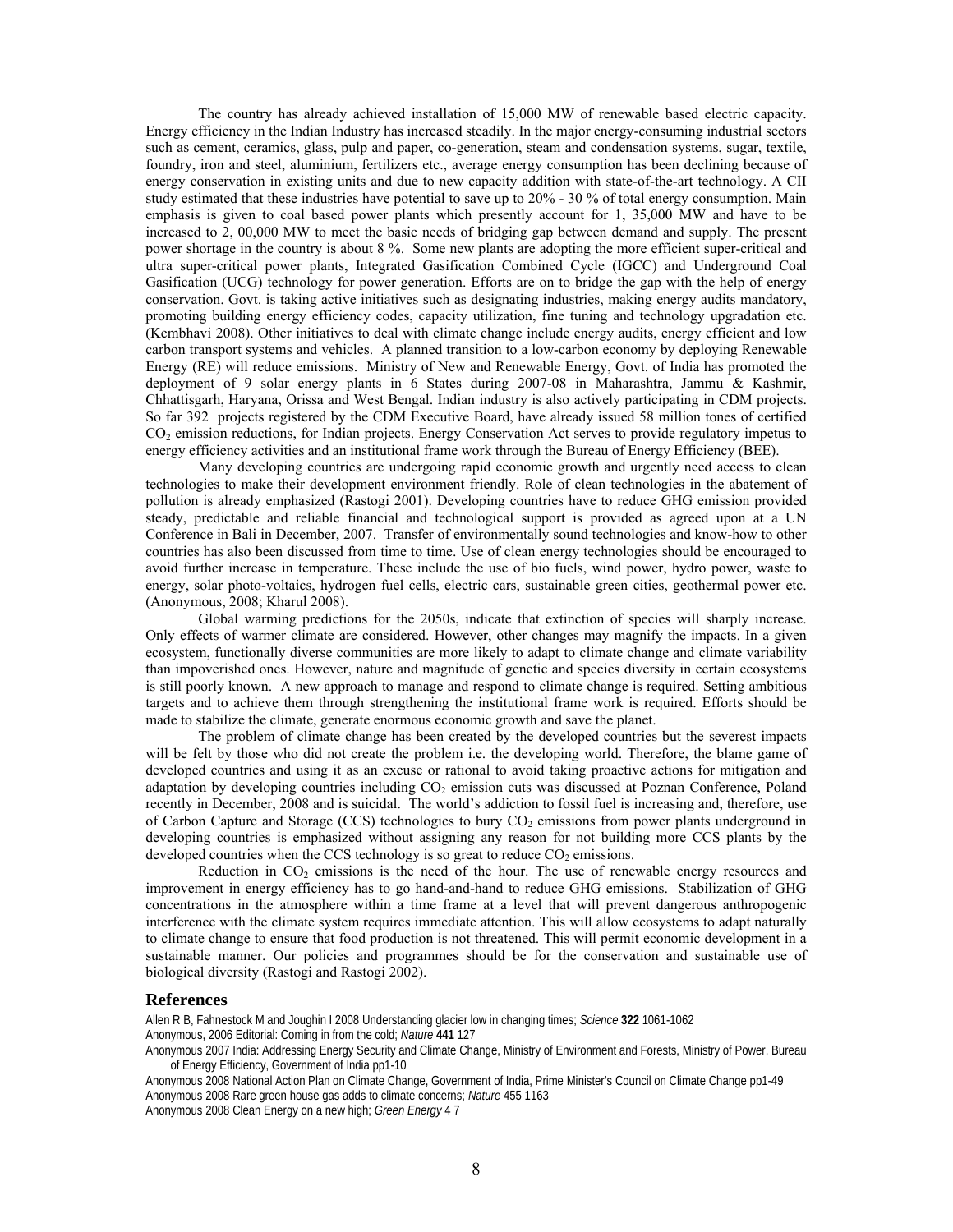The country has already achieved installation of 15,000 MW of renewable based electric capacity. Energy efficiency in the Indian Industry has increased steadily. In the major energy-consuming industrial sectors such as cement, ceramics, glass, pulp and paper, co-generation, steam and condensation systems, sugar, textile, foundry, iron and steel, aluminium, fertilizers etc., average energy consumption has been declining because of energy conservation in existing units and due to new capacity addition with state-of-the-art technology. A CII study estimated that these industries have potential to save up to 20% - 30 % of total energy consumption. Main emphasis is given to coal based power plants which presently account for 1, 35,000 MW and have to be increased to 2, 00,000 MW to meet the basic needs of bridging gap between demand and supply. The present power shortage in the country is about 8 %. Some new plants are adopting the more efficient super-critical and ultra super-critical power plants, Integrated Gasification Combined Cycle (IGCC) and Underground Coal Gasification (UCG) technology for power generation. Efforts are on to bridge the gap with the help of energy conservation. Govt. is taking active initiatives such as designating industries, making energy audits mandatory, promoting building energy efficiency codes, capacity utilization, fine tuning and technology upgradation etc. (Kembhavi 2008). Other initiatives to deal with climate change include energy audits, energy efficient and low carbon transport systems and vehicles. A planned transition to a low-carbon economy by deploying Renewable Energy (RE) will reduce emissions. Ministry of New and Renewable Energy, Govt. of India has promoted the deployment of 9 solar energy plants in 6 States during 2007-08 in Maharashtra, Jammu & Kashmir, Chhattisgarh, Haryana, Orissa and West Bengal. Indian industry is also actively participating in CDM projects. So far 392 projects registered by the CDM Executive Board, have already issued 58 million tones of certified $CO_2$ emission reductions, for Indian projects. Energy Conservation Act serves to provide regulatory impetus to energy efficiency activities and an institutional frame work through the Bureau of Energy Efficiency (BEE).

Many developing countries are undergoing rapid economic growth and urgently need access to clean technologies to make their development environment friendly. Role of clean technologies in the abatement of pollution is already emphasized (Rastogi 2001). Developing countries have to reduce GHG emission provided steady, predictable and reliable financial and technological support is provided as agreed upon at a UN Conference in Bali in December, 2007. Transfer of environmentally sound technologies and know-how to other countries has also been discussed from time to time. Use of clean energy technologies should be encouraged to avoid further increase in temperature. These include the use of bio fuels, wind power, hydro power, waste to energy, solar photo-voltaics, hydrogen fuel cells, electric cars, sustainable green cities, geothermal power etc. (Anonymous, 2008; Kharul 2008).

Global warming predictions for the 2050s, indicate that extinction of species will sharply increase. Only effects of warmer climate are considered. However, other changes may magnify the impacts. In a given ecosystem, functionally diverse communities are more likely to adapt to climate change and climate variability than impoverished ones. However, nature and magnitude of genetic and species diversity in certain ecosystems is still poorly known. A new approach to manage and respond to climate change is required. Setting ambitious targets and to achieve them through strengthening the institutional frame work is required. Efforts should be made to stabilize the climate, generate enormous economic growth and save the planet.

The problem of climate change has been created by the developed countries but the severest impacts will be felt by those who did not create the problem i.e. the developing world. Therefore, the blame game of developed countries and using it as an excuse or rational to avoid taking proactive actions for mitigation and adaptation by developing countries including $CO_2$ emission cuts was discussed at Poznan Conference, Poland recently in December, 2008 and is suicidal. The world's addiction to fossil fuel is increasing and, therefore, use of Carbon Capture and Storage (CCS) technologies to bury $CO_2$ emissions from power plants underground in developing countries is emphasized without assigning any reason for not building more CCS plants by the developed countries when the CCS technology is so great to reduce $CO_2$ emissions.

Reduction in $CO_2$ emissions is the need of the hour. The use of renewable energy resources and improvement in energy efficiency has to go hand-and-hand to reduce GHG emissions. Stabilization of GHG concentrations in the atmosphere within a time frame at a level that will prevent dangerous anthropogenic interference with the climate system requires immediate attention. This will allow ecosystems to adapt naturally to climate change to ensure that food production is not threatened. This will permit economic development in a sustainable manner. Our policies and programmes should be for the conservation and sustainable use of biological diversity (Rastogi and Rastogi 2002).

## References

Allen R B, Fahnestock M and Joughin I 2008 Understanding glacier low in changing times; *Science* **322** 1061-1062

Anonymous, 2006 Editorial: Coming in from the cold; *Nature* **441** 127

Anonymous 2007 India: Addressing Energy Security and Climate Change, Ministry of Environment and Forests, Ministry of Power, Bureau of Energy Efficiency, Government of India pp1-10

Anonymous 2008 National Action Plan on Climate Change, Government of India, Prime Minister's Council on Climate Change pp1-49

Anonymous 2008 Rare green house gas adds to climate concerns; *Nature* 455 1163

Anonymous 2008 Clean Energy on a new high; *Green Energy* 4 7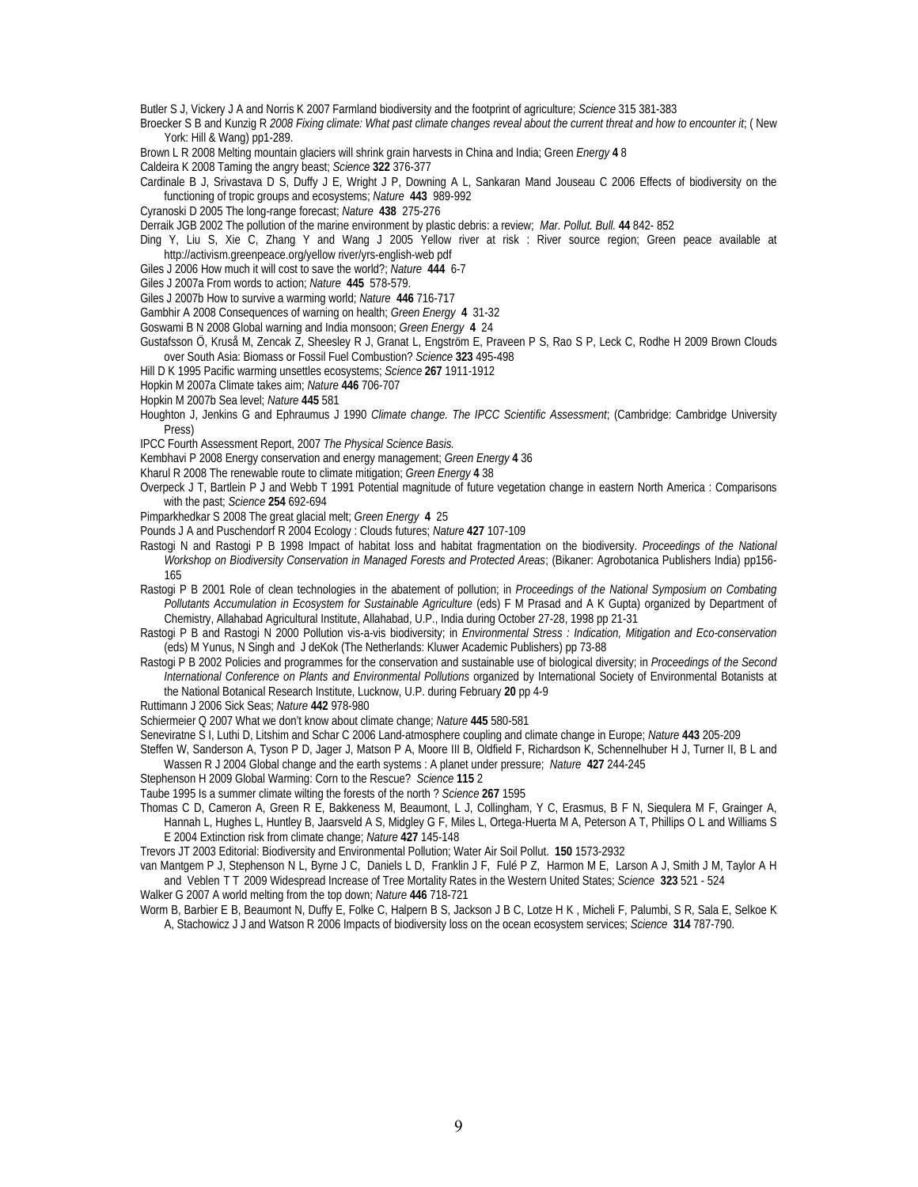Butler S J, Vickery J A and Norris K 2007 Farmland biodiversity and the footprint of agriculture; *Science* 315 381-383

Broecker S B and Kunzig R *2008 Fixing climate: What past climate changes reveal about the current threat and how to encounter it*; ( New York: Hill & Wang) pp1-289.

Brown L R 2008 Melting mountain glaciers will shrink grain harvests in China and India; Green *Energy* **4** 8

Caldeira K 2008 Taming the angry beast; *Science* **322** 376-377

Cardinale B J, Srivastava D S, Duffy J E, Wright J P, Downing A L, Sankaran Mand Jouseau C 2006 Effects of biodiversity on the functioning of tropic groups and ecosystems; *Nature* **443** 989-992

Cyranoski D 2005 The long-range forecast; *Nature* **438** 275-276

Derraik JGB 2002 The pollution of the marine environment by plastic debris: a review; *Mar. Pollut. Bull.* **44** 842- 852

Ding Y, Liu S, Xie C, Zhang Y and Wang J 2005 Yellow river at risk : River source region; Green peace available at http://activism.greenpeace.org/yellow river/yrs-english-web pdf

Giles J 2006 How much it will cost to save the world?; *Nature* **444** 6-7

Giles J 2007a From words to action; *Nature* **445** 578-579.

Giles J 2007b How to survive a warming world; *Nature* **446** 716-717

Gambhir A 2008 Consequences of warning on health; *Green Energy* **4** 31-32

Goswami B N 2008 Global warning and India monsoon; *Green Energy* **4** 24

Gustafsson Ö, Kruså M, Zencak Z, Sheesley R J, Granat L, Engström E, Praveen P S, Rao S P, Leck C, Rodhe H 2009 Brown Clouds over South Asia: Biomass or Fossil Fuel Combustion? *Science* **323** 495-498

Hill D K 1995 Pacific warming unsettles ecosystems; *Science* **267** 1911-1912

Hopkin M 2007a Climate takes aim; *Nature* **446** 706-707

Hopkin M 2007b Sea level; *Nature* **445** 581

Houghton J, Jenkins G and Ephraumus J 1990 *Climate change. The IPCC Scientific Assessment*; (Cambridge: Cambridge University Press)

IPCC Fourth Assessment Report, 2007 *The Physical Science Basis.*

Kembhavi P 2008 Energy conservation and energy management; *Green Energy* **4** 36

Kharul R 2008 The renewable route to climate mitigation; *Green Energy* **4** 38

Overpeck J T, Bartlein P J and Webb T 1991 Potential magnitude of future vegetation change in eastern North America : Comparisons with the past; *Science* **254** 692-694

Pimparkhedkar S 2008 The great glacial melt; *Green Energy* **4** 25

Pounds J A and Puschendorf R 2004 Ecology : Clouds futures; *Nature* **427** 107-109

Rastogi N and Rastogi P B 1998 Impact of habitat loss and habitat fragmentation on the biodiversity. *Proceedings of the National Workshop on Biodiversity Conservation in Managed Forests and Protected Areas*; (Bikaner: Agrobotanica Publishers India) pp156-165

Rastogi P B 2001 Role of clean technologies in the abatement of pollution; in *Proceedings of the National Symposium on Combating Pollutants Accumulation in Ecosystem for Sustainable Agriculture* (eds) F M Prasad and A K Gupta) organized by Department of Chemistry, Allahabad Agricultural Institute, Allahabad, U.P., India during October 27-28, 1998 pp 21-31

Rastogi P B and Rastogi N 2000 Pollution vis-a-vis biodiversity; in *Environmental Stress : Indication, Mitigation and Eco-conservation* (eds) M Yunus, N Singh and J deKok (The Netherlands: Kluwer Academic Publishers) pp 73-88

Rastogi P B 2002 Policies and programmes for the conservation and sustainable use of biological diversity; in *Proceedings of the Second International Conference on Plants and Environmental Pollutions* organized by International Society of Environmental Botanists at the National Botanical Research Institute, Lucknow, U.P. during February **20** pp 4-9

Ruttimann J 2006 Sick Seas; *Nature* **442** 978-980

Schiermeier Q 2007 What we don't know about climate change; *Nature* **445** 580-581

Seneviratne S I, Luthi D, Litshim and Schar C 2006 Land-atmosphere coupling and climate change in Europe; *Nature* **443** 205-209

Steffen W, Sanderson A, Tyson P D, Jager J, Matson P A, Moore III B, Oldfield F, Richardson K, Schennelhuber H J, Turner II, B L and Wassen R J 2004 Global change and the earth systems : A planet under pressure; *Nature* **427** 244-245

Stephenson H 2009 Global Warming: Corn to the Rescue? *Science* **115** 2

Taube 1995 Is a summer climate wilting the forests of the north ? *Science* **267** 1595

Thomas C D, Cameron A, Green R E, Bakkeness M, Beaumont, L J, Collingham, Y C, Erasmus, B F N, Siequlera M F, Grainger A, Hannah L, Hughes L, Huntley B, Jaarsveld A S, Midgley G F, Miles L, Ortega-Huerta M A, Peterson A T, Phillips O L and Williams S E 2004 Extinction risk from climate change; *Nature* **427** 145-148

Trevors JT 2003 Editorial: Biodiversity and Environmental Pollution; Water Air Soil Pollut. **150** 1573-2932

van Mantgem P J, Stephenson N L, Byrne J C, Daniels L D, Franklin J F, Fulé P Z, Harmon M E, Larson A J, Smith J M, Taylor A H and Veblen T T 2009 Widespread Increase of Tree Mortality Rates in the Western United States; *Science* **323** 521 - 524

Walker G 2007 A world melting from the top down; *Nature* **446** 718-721

Worm B, Barbier E B, Beaumont N, Duffy E, Folke C, Halpern B S, Jackson J B C, Lotze H K , Micheli F, Palumbi, S R, Sala E, Selkoe K A, Stachowicz J J and Watson R 2006 Impacts of biodiversity loss on the ocean ecosystem services; *Science* **314** 787-790.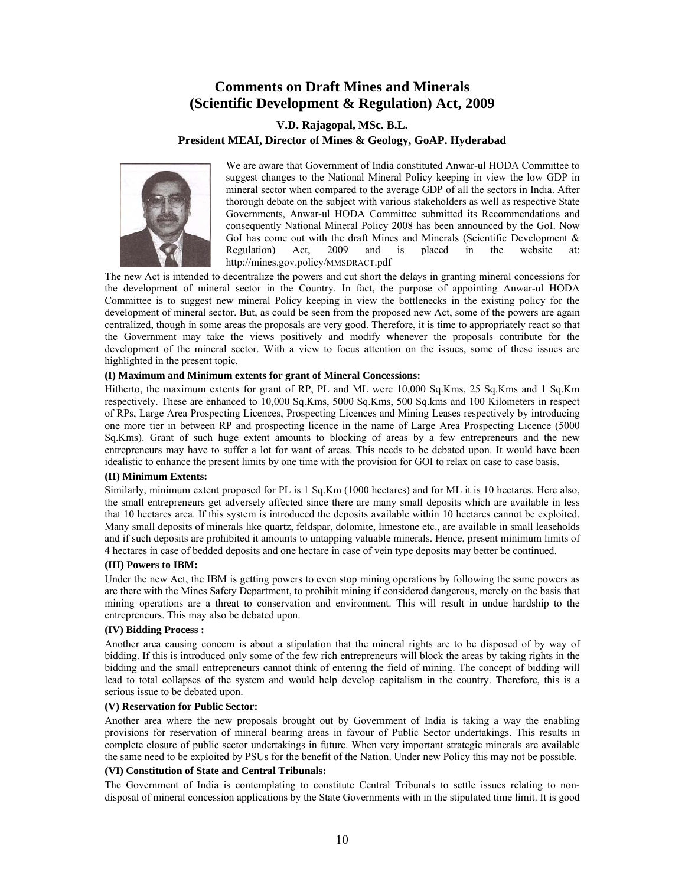# Comments on Draft Mines and Minerals (Scientific Development & Regulation) Act, 2009

**V.D. Rajagopal, MSc. B.L.**
**President MEAI, Director of Mines & Geology, GoAP. Hyderabad**

We are aware that Government of India constituted Anwar-ul HODA Committee to suggest changes to the National Mineral Policy keeping in view the low GDP in mineral sector when compared to the average GDP of all the sectors in India. After thorough debate on the subject with various stakeholders as well as respective State Governments, Anwar-ul HODA Committee submitted its Recommendations and consequently National Mineral Policy 2008 has been announced by the GoI. Now GoI has come out with the draft Mines and Minerals (Scientific Development & Regulation) Act, 2009 and is placed in the website at: http://mines.gov.policy/MMSDRACT.pdf

The new Act is intended to decentralize the powers and cut short the delays in granting mineral concessions for the development of mineral sector in the Country. In fact, the purpose of appointing Anwar-ul HODA Committee is to suggest new mineral Policy keeping in view the bottlenecks in the existing policy for the development of mineral sector. But, as could be seen from the proposed new Act, some of the powers are again centralized, though in some areas the proposals are very good. Therefore, it is time to appropriately react so that the Government may take the views positively and modify whenever the proposals contribute for the development of the mineral sector. With a view to focus attention on the issues, some of these issues are highlighted in the present topic.

**(I) Maximum and Minimum extents for grant of Mineral Concessions:**

Hitherto, the maximum extents for grant of RP, PL and ML were 10,000 Sq.Kms, 25 Sq.Kms and 1 Sq.Km respectively. These are enhanced to 10,000 Sq.Kms, 5000 Sq.Kms, 500 Sq.Kms and 100 Kilometers in respect of RPs, Large Area Prospecting Licences, Prospecting Licences and Mining Leases respectively by introducing one more tier in between RP and prospecting licence in the name of Large Area Prospecting Licence (5000 Sq.Kms). Grant of such huge extent amounts to blocking of areas by a few entrepreneurs and the new entrepreneurs may have to suffer a lot for want of areas. This needs to be debated upon. It would have been idealistic to enhance the present limits by one time with the provision for GOI to relax on case to case basis.

**(II) Minimum Extents:**

Similarly, minimum extent proposed for PL is 1 Sq.Km (1000 hectares) and for ML it is 10 hectares. Here also, the small entrepreneurs get adversely affected since there are many small deposits which are available in less that 10 hectares area. If this system is introduced the deposits available within 10 hectares cannot be exploited. Many small deposits of minerals like quartz, feldspar, dolomite, limestone etc., are available in small leaseholds and if such deposits are prohibited it amounts to untapping valuable minerals. Hence, present minimum limits of 4 hectares in case of bedded deposits and one hectare in case of vein type deposits may better be continued.

**(III) Powers to IBM:**

Under the new Act, the IBM is getting powers to even stop mining operations by following the same powers as are there with the Mines Safety Department, to prohibit mining if considered dangerous, merely on the basis that mining operations are a threat to conservation and environment. This will result in undue hardship to the entrepreneurs. This may also be debated upon.

**(IV) Bidding Process :**

Another area causing concern is about a stipulation that the mineral rights are to be disposed of by way of bidding. If this is introduced only some of the few rich entrepreneurs will block the areas by taking rights in the bidding and the small entrepreneurs cannot think of entering the field of mining. The concept of bidding will lead to total collapses of the system and would help develop capitalism in the country. Therefore, this is a serious issue to be debated upon.

**(V) Reservation for Public Sector:**

Another area where the new proposals brought out by Government of India is taking a way the enabling provisions for reservation of mineral bearing areas in favour of Public Sector undertakings. This results in complete closure of public sector undertakings in future. When very important strategic minerals are available the same need to be exploited by PSUs for the benefit of the Nation. Under new Policy this may not be possible.

**(VI) Constitution of State and Central Tribunals:**

The Government of India is contemplating to constitute Central Tribunals to settle issues relating to non-disposal of mineral concession applications by the State Governments with in the stipulated time limit. It is good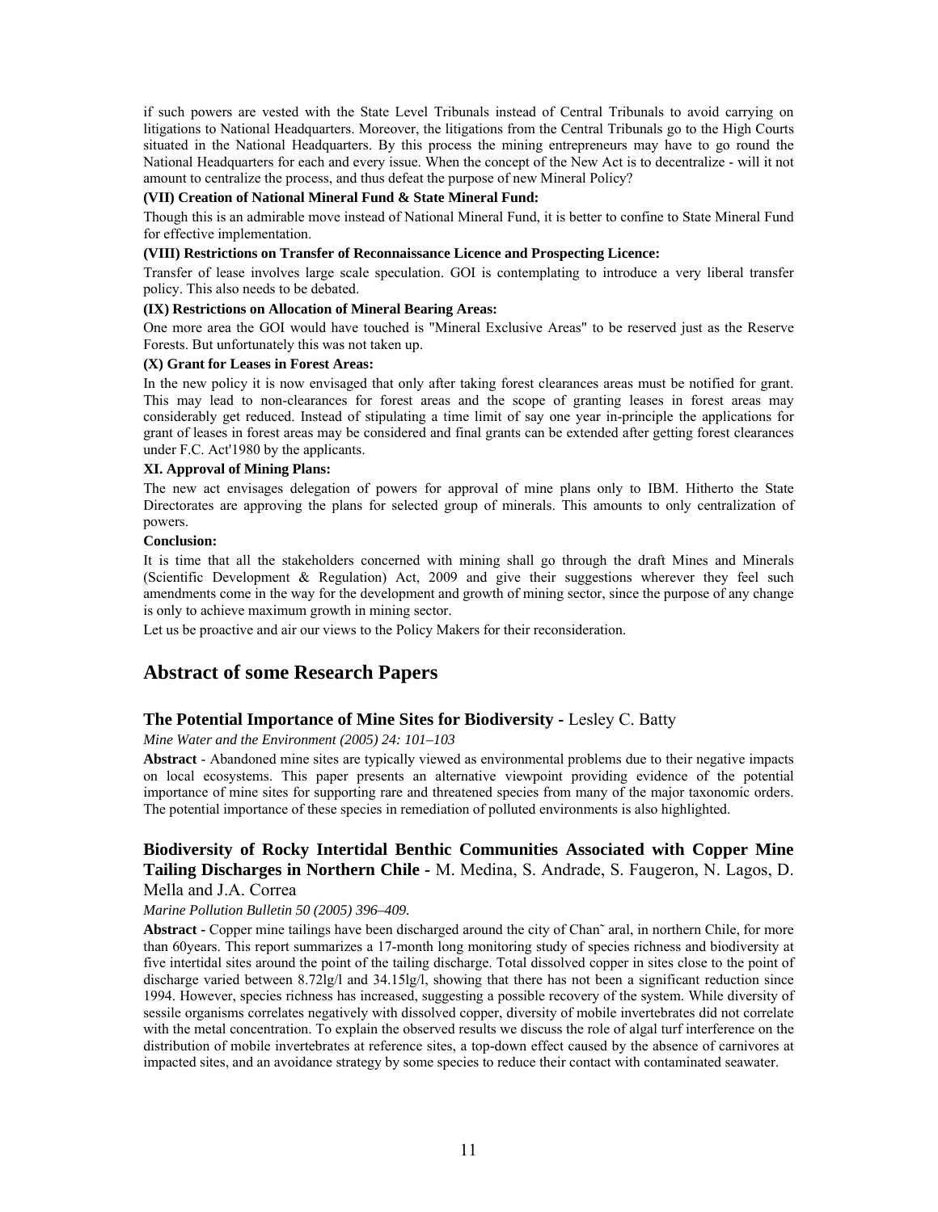if such powers are vested with the State Level Tribunals instead of Central Tribunals to avoid carrying on litigations to National Headquarters. Moreover, the litigations from the Central Tribunals go to the High Courts situated in the National Headquarters. By this process the mining entrepreneurs may have to go round the National Headquarters for each and every issue. When the concept of the New Act is to decentralize - will it not amount to centralize the process, and thus defeat the purpose of new Mineral Policy?

**(VII) Creation of National Mineral Fund & State Mineral Fund:**

Though this is an admirable move instead of National Mineral Fund, it is better to confine to State Mineral Fund for effective implementation.

**(VIII) Restrictions on Transfer of Reconnaissance Licence and Prospecting Licence:**

Transfer of lease involves large scale speculation. GOI is contemplating to introduce a very liberal transfer policy. This also needs to be debated.

**(IX) Restrictions on Allocation of Mineral Bearing Areas:**

One more area the GOI would have touched is "Mineral Exclusive Areas" to be reserved just as the Reserve Forests. But unfortunately this was not taken up.

**(X) Grant for Leases in Forest Areas:**

In the new policy it is now envisaged that only after taking forest clearances areas must be notified for grant. This may lead to non-clearances for forest areas and the scope of granting leases in forest areas may considerably get reduced. Instead of stipulating a time limit of say one year in-principle the applications for grant of leases in forest areas may be considered and final grants can be extended after getting forest clearances under F.C. Act'1980 by the applicants.

**XI. Approval of Mining Plans:**

The new act envisages delegation of powers for approval of mine plans only to IBM. Hitherto the State Directorates are approving the plans for selected group of minerals. This amounts to only centralization of powers.

**Conclusion:**

It is time that all the stakeholders concerned with mining shall go through the draft Mines and Minerals (Scientific Development & Regulation) Act, 2009 and give their suggestions wherever they feel such amendments come in the way for the development and growth of mining sector, since the purpose of any change is only to achieve maximum growth in mining sector.

Let us be proactive and air our views to the Policy Makers for their reconsideration.

## Abstract of some Research Papers

### **The Potential Importance of Mine Sites for Biodiversity** - Lesley C. Batty

*Mine Water and the Environment (2005) 24: 101–103*

**Abstract** - Abandoned mine sites are typically viewed as environmental problems due to their negative impacts on local ecosystems. This paper presents an alternative viewpoint providing evidence of the potential importance of mine sites for supporting rare and threatened species from many of the major taxonomic orders. The potential importance of these species in remediation of polluted environments is also highlighted.

### **Biodiversity of Rocky Intertidal Benthic Communities Associated with Copper Mine Tailing Discharges in Northern Chile** - M. Medina, S. Andrade, S. Faugeron, N. Lagos, D. Mella and J.A. Correa

*Marine Pollution Bulletin 50 (2005) 396–409.*

**Abstract -** Copper mine tailings have been discharged around the city of Chan˜ aral, in northern Chile, for more than 60years. This report summarizes a 17-month long monitoring study of species richness and biodiversity at five intertidal sites around the point of the tailing discharge. Total dissolved copper in sites close to the point of discharge varied between 8.72lg/l and 34.15lg/l, showing that there has not been a significant reduction since 1994. However, species richness has increased, suggesting a possible recovery of the system. While diversity of sessile organisms correlates negatively with dissolved copper, diversity of mobile invertebrates did not correlate with the metal concentration. To explain the observed results we discuss the role of algal turf interference on the distribution of mobile invertebrates at reference sites, a top-down effect caused by the absence of carnivores at impacted sites, and an avoidance strategy by some species to reduce their contact with contaminated seawater.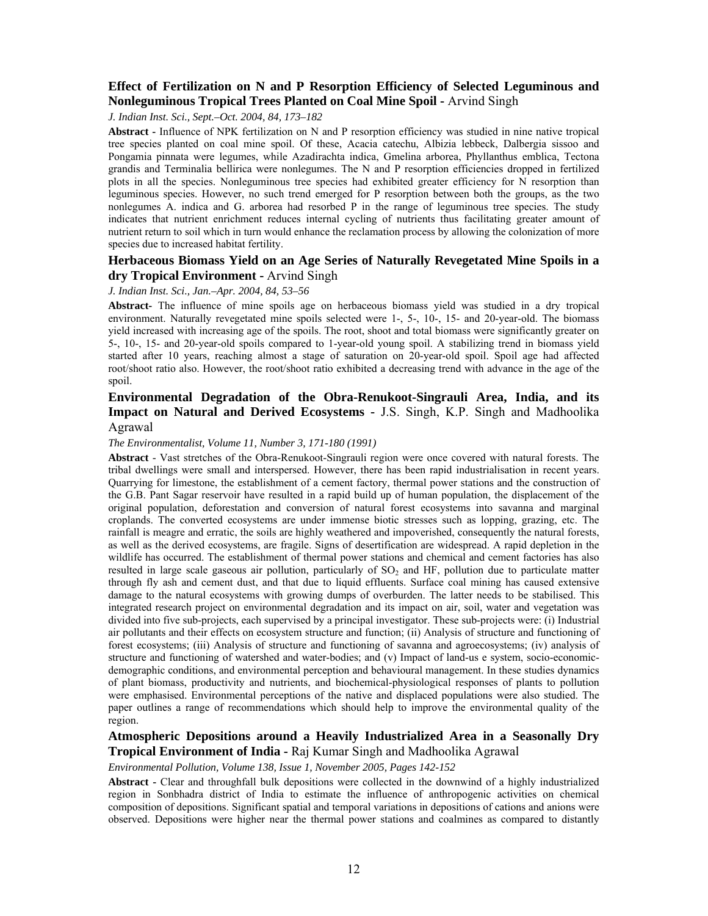### Effect of Fertilization on N and P Resorption Efficiency of Selected Leguminous and Nonleguminous Tropical Trees Planted on Coal Mine Spoil - Arvind Singh

*J. Indian Inst. Sci., Sept.–Oct. 2004, 84, 173–182*

**Abstract -** Influence of NPK fertilization on N and P resorption efficiency was studied in nine native tropical tree species planted on coal mine spoil. Of these, Acacia catechu, Albizia lebbeck, Dalbergia sissoo and Pongamia pinnata were legumes, while Azadirachta indica, Gmelina arborea, Phyllanthus emblica, Tectona grandis and Terminalia bellirica were nonlegumes. The N and P resorption efficiencies dropped in fertilized plots in all the species. Nonleguminous tree species had exhibited greater efficiency for N resorption than leguminous species. However, no such trend emerged for P resorption between both the groups, as the two nonlegumes A. indica and G. arborea had resorbed P in the range of leguminous tree species. The study indicates that nutrient enrichment reduces internal cycling of nutrients thus facilitating greater amount of nutrient return to soil which in turn would enhance the reclamation process by allowing the colonization of more species due to increased habitat fertility.

### Herbaceous Biomass Yield on an Age Series of Naturally Revegetated Mine Spoils in a dry Tropical Environment - Arvind Singh

*J. Indian Inst. Sci., Jan.–Apr. 2004, 84, 53–56*

**Abstract-** The influence of mine spoils age on herbaceous biomass yield was studied in a dry tropical environment. Naturally revegetated mine spoils selected were 1-, 5-, 10-, 15- and 20-year-old. The biomass yield increased with increasing age of the spoils. The root, shoot and total biomass were significantly greater on 5-, 10-, 15- and 20-year-old spoils compared to 1-year-old young spoil. A stabilizing trend in biomass yield started after 10 years, reaching almost a stage of saturation on 20-year-old spoil. Spoil age had affected root/shoot ratio also. However, the root/shoot ratio exhibited a decreasing trend with advance in the age of the spoil.

### Environmental Degradation of the Obra-Renukoot-Singrauli Area, India, and its Impact on Natural and Derived Ecosystems - J.S. Singh, K.P. Singh and Madhoolika Agrawal

*The Environmentalist, Volume 11, Number 3, 171-180 (1991)*

**Abstract** - Vast stretches of the Obra-Renukoot-Singrauli region were once covered with natural forests. The tribal dwellings were small and interspersed. However, there has been rapid industrialisation in recent years. Quarrying for limestone, the establishment of a cement factory, thermal power stations and the construction of the G.B. Pant Sagar reservoir have resulted in a rapid build up of human population, the displacement of the original population, deforestation and conversion of natural forest ecosystems into savanna and marginal croplands. The converted ecosystems are under immense biotic stresses such as lopping, grazing, etc. The rainfall is meagre and erratic, the soils are highly weathered and impoverished, consequently the natural forests, as well as the derived ecosystems, are fragile. Signs of desertification are widespread. A rapid depletion in the wildlife has occurred. The establishment of thermal power stations and chemical and cement factories has also resulted in large scale gaseous air pollution, particularly of $SO_2$ and HF, pollution due to particulate matter through fly ash and cement dust, and that due to liquid effluents. Surface coal mining has caused extensive damage to the natural ecosystems with growing dumps of overburden. The latter needs to be stabilised. This integrated research project on environmental degradation and its impact on air, soil, water and vegetation was divided into five sub-projects, each supervised by a principal investigator. These sub-projects were: (i) Industrial air pollutants and their effects on ecosystem structure and function; (ii) Analysis of structure and functioning of forest ecosystems; (iii) Analysis of structure and functioning of savanna and agroecosystems; (iv) analysis of structure and functioning of watershed and water-bodies; and (v) Impact of land-us e system, socio-economic-demographic conditions, and environmental perception and behavioural management. In these studies dynamics of plant biomass, productivity and nutrients, and biochemical-physiological responses of plants to pollution were emphasised. Environmental perceptions of the native and displaced populations were also studied. The paper outlines a range of recommendations which should help to improve the environmental quality of the region.

### Atmospheric Depositions around a Heavily Industrialized Area in a Seasonally Dry Tropical Environment of India - Raj Kumar Singh and Madhoolika Agrawal

*Environmental Pollution, Volume 138, Issue 1, November 2005, Pages 142-152*

**Abstract -** Clear and throughfall bulk depositions were collected in the downwind of a highly industrialized region in Sonbhadra district of India to estimate the influence of anthropogenic activities on chemical composition of depositions. Significant spatial and temporal variations in depositions of cations and anions were observed. Depositions were higher near the thermal power stations and coalmines as compared to distantly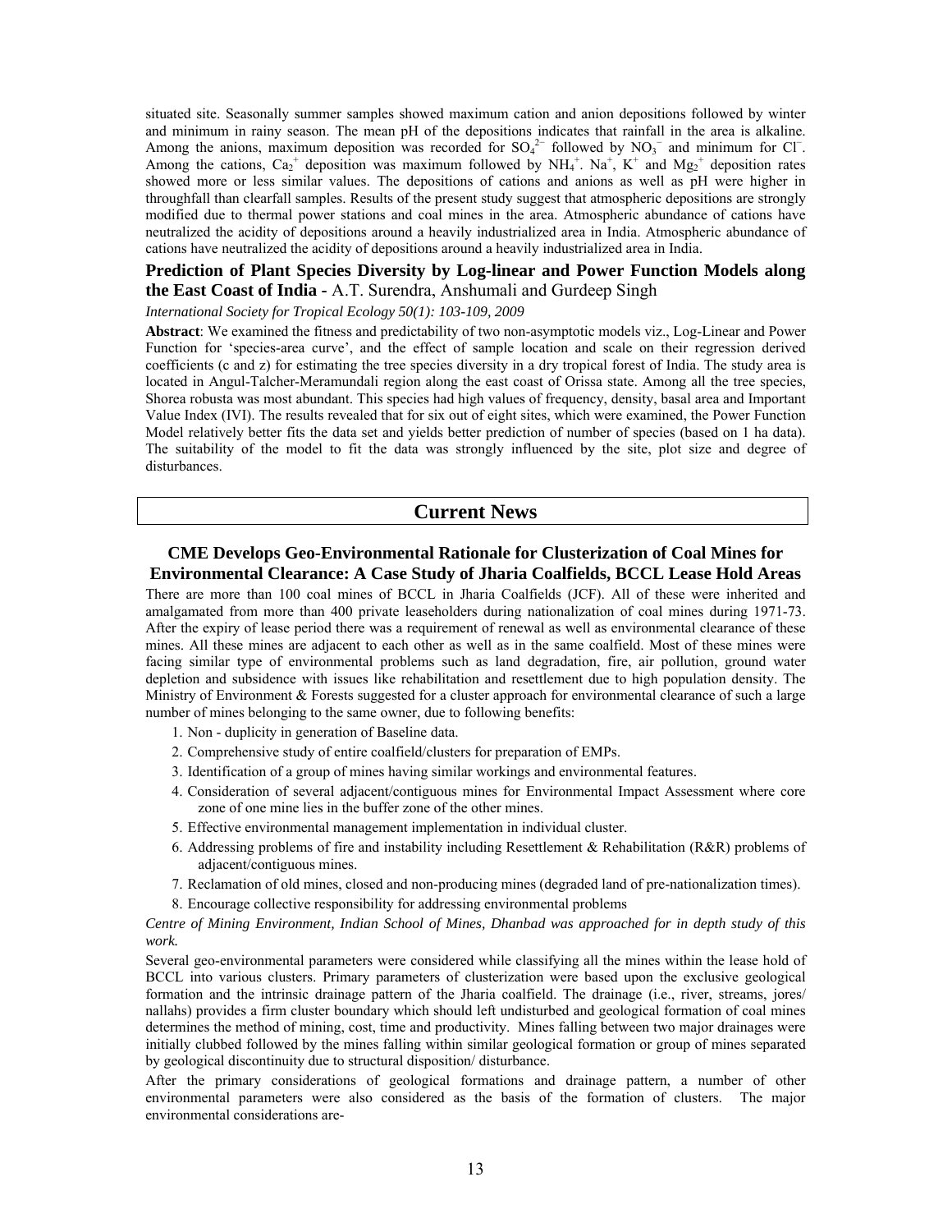situated site. Seasonally summer samples showed maximum cation and anion depositions followed by winter and minimum in rainy season. The mean pH of the depositions indicates that rainfall in the area is alkaline. Among the anions, maximum deposition was recorded for $SO_4^{2-}$ followed by $NO_3^-$ and minimum for $Cl^-$. Among the cations, $Ca_2^+$ deposition was maximum followed by $NH_4^+$. $Na^+$, $K^+$ and $Mg_2^+$ deposition rates showed more or less similar values. The depositions of cations and anions as well as pH were higher in throughfall than clearfall samples. Results of the present study suggest that atmospheric depositions are strongly modified due to thermal power stations and coal mines in the area. Atmospheric abundance of cations have neutralized the acidity of depositions around a heavily industrialized area in India. Atmospheric abundance of cations have neutralized the acidity of depositions around a heavily industrialized area in India.

### Prediction of Plant Species Diversity by Log-linear and Power Function Models along the East Coast of India - A.T. Surendra, Anshumali and Gurdeep Singh

*International Society for Tropical Ecology 50(1): 103-109, 2009*

**Abstract**: We examined the fitness and predictability of two non-asymptotic models viz., Log-Linear and Power Function for 'species-area curve', and the effect of sample location and scale on their regression derived coefficients (c and z) for estimating the tree species diversity in a dry tropical forest of India. The study area is located in Angul-Talcher-Meramundali region along the east coast of Orissa state. Among all the tree species, Shorea robusta was most abundant. This species had high values of frequency, density, basal area and Important Value Index (IVI). The results revealed that for six out of eight sites, which were examined, the Power Function Model relatively better fits the data set and yields better prediction of number of species (based on 1 ha data). The suitability of the model to fit the data was strongly influenced by the site, plot size and degree of disturbances.

## Current News

### CME Develops Geo-Environmental Rationale for Clusterization of Coal Mines for Environmental Clearance: A Case Study of Jharia Coalfields, BCCL Lease Hold Areas

There are more than 100 coal mines of BCCL in Jharia Coalfields (JCF). All of these were inherited and amalgamated from more than 400 private leaseholders during nationalization of coal mines during 1971-73. After the expiry of lease period there was a requirement of renewal as well as environmental clearance of these mines. All these mines are adjacent to each other as well as in the same coalfield. Most of these mines were facing similar type of environmental problems such as land degradation, fire, air pollution, ground water depletion and subsidence with issues like rehabilitation and resettlement due to high population density. The Ministry of Environment & Forests suggested for a cluster approach for environmental clearance of such a large number of mines belonging to the same owner, due to following benefits:

1. Non - duplicity in generation of Baseline data.
2. Comprehensive study of entire coalfield/clusters for preparation of EMPs.
3. Identification of a group of mines having similar workings and environmental features.
4. Consideration of several adjacent/contiguous mines for Environmental Impact Assessment where core zone of one mine lies in the buffer zone of the other mines.
5. Effective environmental management implementation in individual cluster.
6. Addressing problems of fire and instability including Resettlement & Rehabilitation (R&R) problems of adjacent/contiguous mines.
7. Reclamation of old mines, closed and non-producing mines (degraded land of pre-nationalization times).
8. Encourage collective responsibility for addressing environmental problems

*Centre of Mining Environment, Indian School of Mines, Dhanbad was approached for in depth study of this work.*

Several geo-environmental parameters were considered while classifying all the mines within the lease hold of BCCL into various clusters. Primary parameters of clusterization were based upon the exclusive geological formation and the intrinsic drainage pattern of the Jharia coalfield. The drainage (i.e., river, streams, jores/ nallahs) provides a firm cluster boundary which should left undisturbed and geological formation of coal mines determines the method of mining, cost, time and productivity. Mines falling between two major drainages were initially clubbed followed by the mines falling within similar geological formation or group of mines separated by geological discontinuity due to structural disposition/ disturbance.

After the primary considerations of geological formations and drainage pattern, a number of other environmental parameters were also considered as the basis of the formation of clusters. The major environmental considerations are-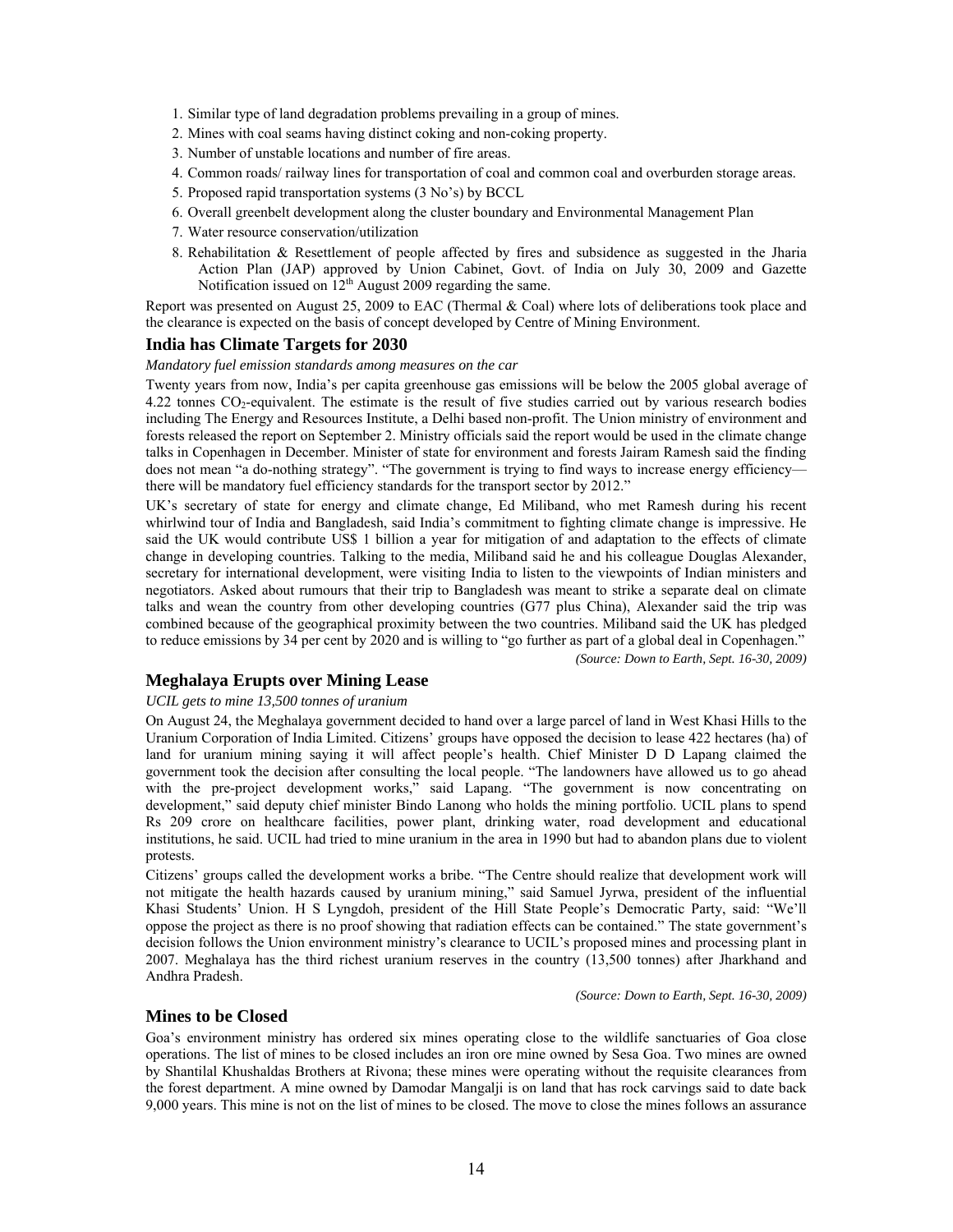1. Similar type of land degradation problems prevailing in a group of mines.
2. Mines with coal seams having distinct coking and non-coking property.
3. Number of unstable locations and number of fire areas.
4. Common roads/ railway lines for transportation of coal and common coal and overburden storage areas.
5. Proposed rapid transportation systems (3 No's) by BCCL
6. Overall greenbelt development along the cluster boundary and Environmental Management Plan
7. Water resource conservation/utilization
8. Rehabilitation & Resettlement of people affected by fires and subsidence as suggested in the Jharia Action Plan (JAP) approved by Union Cabinet, Govt. of India on July 30, 2009 and Gazette Notification issued on 12th August 2009 regarding the same.

Report was presented on August 25, 2009 to EAC (Thermal & Coal) where lots of deliberations took place and the clearance is expected on the basis of concept developed by Centre of Mining Environment.

## India has Climate Targets for 2030

*Mandatory fuel emission standards among measures on the car*

Twenty years from now, India's per capita greenhouse gas emissions will be below the 2005 global average of 4.22 tonnes $CO_2$-equivalent. The estimate is the result of five studies carried out by various research bodies including The Energy and Resources Institute, a Delhi based non-profit. The Union ministry of environment and forests released the report on September 2. Ministry officials said the report would be used in the climate change talks in Copenhagen in December. Minister of state for environment and forests Jairam Ramesh said the finding does not mean "a do-nothing strategy". "The government is trying to find ways to increase energy efficiency—there will be mandatory fuel efficiency standards for the transport sector by 2012."

UK's secretary of state for energy and climate change, Ed Miliband, who met Ramesh during his recent whirlwind tour of India and Bangladesh, said India's commitment to fighting climate change is impressive. He said the UK would contribute US$ 1 billion a year for mitigation of and adaptation to the effects of climate change in developing countries. Talking to the media, Miliband said he and his colleague Douglas Alexander, secretary for international development, were visiting India to listen to the viewpoints of Indian ministers and negotiators. Asked about rumours that their trip to Bangladesh was meant to strike a separate deal on climate talks and wean the country from other developing countries (G77 plus China), Alexander said the trip was combined because of the geographical proximity between the two countries. Miliband said the UK has pledged to reduce emissions by 34 per cent by 2020 and is willing to "go further as part of a global deal in Copenhagen."

*(Source: Down to Earth, Sept. 16-30, 2009)*

## Meghalaya Erupts over Mining Lease

*UCIL gets to mine 13,500 tonnes of uranium*

On August 24, the Meghalaya government decided to hand over a large parcel of land in West Khasi Hills to the Uranium Corporation of India Limited. Citizens' groups have opposed the decision to lease 422 hectares (ha) of land for uranium mining saying it will affect people's health. Chief Minister D D Lapang claimed the government took the decision after consulting the local people. "The landowners have allowed us to go ahead with the pre-project development works," said Lapang. "The government is now concentrating on development," said deputy chief minister Bindo Lanong who holds the mining portfolio. UCIL plans to spend Rs 209 crore on healthcare facilities, power plant, drinking water, road development and educational institutions, he said. UCIL had tried to mine uranium in the area in 1990 but had to abandon plans due to violent protests.

Citizens' groups called the development works a bribe. "The Centre should realize that development work will not mitigate the health hazards caused by uranium mining," said Samuel Jyrwa, president of the influential Khasi Students' Union. H S Lyngdoh, president of the Hill State People's Democratic Party, said: "We'll oppose the project as there is no proof showing that radiation effects can be contained." The state government's decision follows the Union environment ministry's clearance to UCIL's proposed mines and processing plant in 2007. Meghalaya has the third richest uranium reserves in the country (13,500 tonnes) after Jharkhand and Andhra Pradesh.

*(Source: Down to Earth, Sept. 16-30, 2009)*

## Mines to be Closed

Goa's environment ministry has ordered six mines operating close to the wildlife sanctuaries of Goa close operations. The list of mines to be closed includes an iron ore mine owned by Sesa Goa. Two mines are owned by Shantilal Khushaldas Brothers at Rivona; these mines were operating without the requisite clearances from the forest department. A mine owned by Damodar Mangalji is on land that has rock carvings said to date back 9,000 years. This mine is not on the list of mines to be closed. The move to close the mines follows an assurance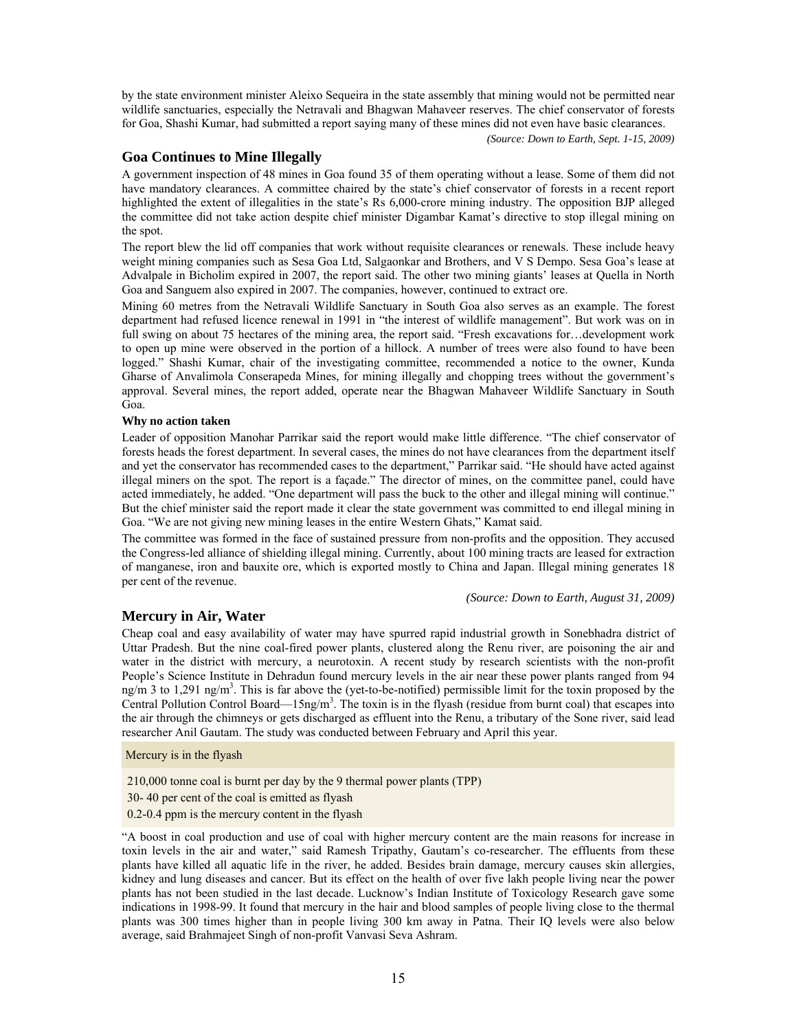by the state environment minister Aleixo Sequeira in the state assembly that mining would not be permitted near wildlife sanctuaries, especially the Netravali and Bhagwan Mahaveer reserves. The chief conservator of forests for Goa, Shashi Kumar, had submitted a report saying many of these mines did not even have basic clearances.

*(Source: Down to Earth, Sept. 1-15, 2009)*

## Goa Continues to Mine Illegally

A government inspection of 48 mines in Goa found 35 of them operating without a lease. Some of them did not have mandatory clearances. A committee chaired by the state's chief conservator of forests in a recent report highlighted the extent of illegalities in the state's Rs 6,000-crore mining industry. The opposition BJP alleged the committee did not take action despite chief minister Digambar Kamat's directive to stop illegal mining on the spot.

The report blew the lid off companies that work without requisite clearances or renewals. These include heavy weight mining companies such as Sesa Goa Ltd, Salgaonkar and Brothers, and V S Dempo. Sesa Goa's lease at Advalpale in Bicholim expired in 2007, the report said. The other two mining giants' leases at Quella in North Goa and Sanguem also expired in 2007. The companies, however, continued to extract ore.

Mining 60 metres from the Netravali Wildlife Sanctuary in South Goa also serves as an example. The forest department had refused licence renewal in 1991 in "the interest of wildlife management". But work was on in full swing on about 75 hectares of the mining area, the report said. "Fresh excavations for…development work to open up mine were observed in the portion of a hillock. A number of trees were also found to have been logged." Shashi Kumar, chair of the investigating committee, recommended a notice to the owner, Kunda Gharse of Anvalimola Conserapeda Mines, for mining illegally and chopping trees without the government's approval. Several mines, the report added, operate near the Bhagwan Mahaveer Wildlife Sanctuary in South Goa.

**Why no action taken**

Leader of opposition Manohar Parrikar said the report would make little difference. "The chief conservator of forests heads the forest department. In several cases, the mines do not have clearances from the department itself and yet the conservator has recommended cases to the department," Parrikar said. "He should have acted against illegal miners on the spot. The report is a façade." The director of mines, on the committee panel, could have acted immediately, he added. "One department will pass the buck to the other and illegal mining will continue." But the chief minister said the report made it clear the state government was committed to end illegal mining in Goa. "We are not giving new mining leases in the entire Western Ghats," Kamat said.

The committee was formed in the face of sustained pressure from non-profits and the opposition. They accused the Congress-led alliance of shielding illegal mining. Currently, about 100 mining tracts are leased for extraction of manganese, iron and bauxite ore, which is exported mostly to China and Japan. Illegal mining generates 18 per cent of the revenue.

*(Source: Down to Earth, August 31, 2009)*

## Mercury in Air, Water

Cheap coal and easy availability of water may have spurred rapid industrial growth in Sonebhadra district of Uttar Pradesh. But the nine coal-fired power plants, clustered along the Renu river, are poisoning the air and water in the district with mercury, a neurotoxin. A recent study by research scientists with the non-profit People's Science Institute in Dehradun found mercury levels in the air near these power plants ranged from 94 $ng/m^3$ to 1,291 $ng/m^3$. This is far above the (yet-to-be-notified) permissible limit for the toxin proposed by the Central Pollution Control Board—15$ng/m^3$. The toxin is in the flyash (residue from burnt coal) that escapes into the air through the chimneys or gets discharged as effluent into the Renu, a tributary of the Sone river, said lead researcher Anil Gautam. The study was conducted between February and April this year.

| Mercury is in the flyash |
|---|
| 210,000 tonne coal is burnt per day by the 9 thermal power plants (TPP) |
| 30- 40 per cent of the coal is emitted as flyash |
| 0.2-0.4 ppm is the mercury content in the flyash |

"A boost in coal production and use of coal with higher mercury content are the main reasons for increase in toxin levels in the air and water," said Ramesh Tripathy, Gautam's co-researcher. The effluents from these plants have killed all aquatic life in the river, he added. Besides brain damage, mercury causes skin allergies, kidney and lung diseases and cancer. But its effect on the health of over five lakh people living near the power plants has not been studied in the last decade. Lucknow's Indian Institute of Toxicology Research gave some indications in 1998-99. It found that mercury in the hair and blood samples of people living close to the thermal plants was 300 times higher than in people living 300 km away in Patna. Their IQ levels were also below average, said Brahmajeet Singh of non-profit Vanvasi Seva Ashram.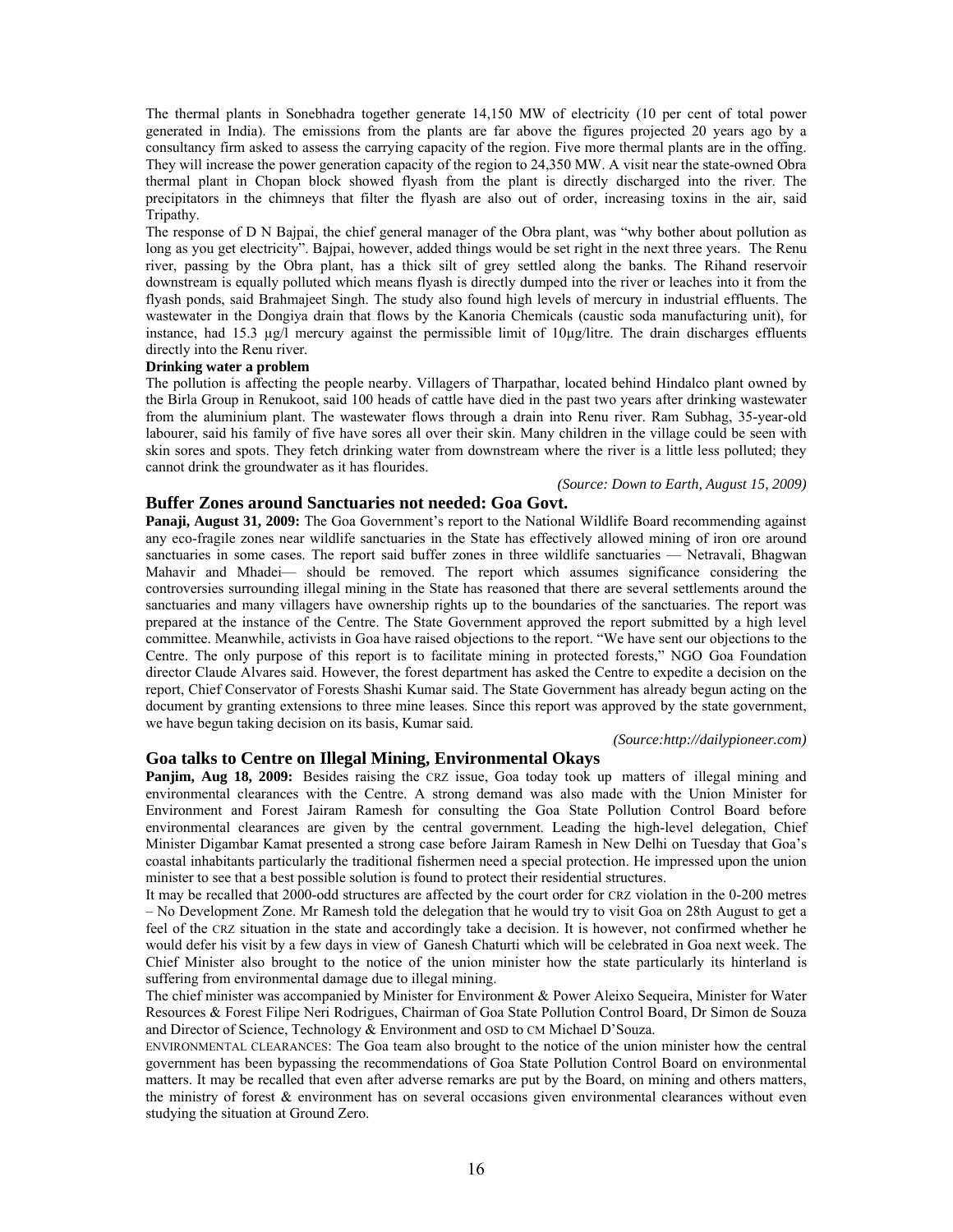The thermal plants in Sonebhadra together generate 14,150 MW of electricity (10 per cent of total power generated in India). The emissions from the plants are far above the figures projected 20 years ago by a consultancy firm asked to assess the carrying capacity of the region. Five more thermal plants are in the offing. They will increase the power generation capacity of the region to 24,350 MW. A visit near the state-owned Obra thermal plant in Chopan block showed flyash from the plant is directly discharged into the river. The precipitators in the chimneys that filter the flyash are also out of order, increasing toxins in the air, said Tripathy.

The response of D N Bajpai, the chief general manager of the Obra plant, was "why bother about pollution as long as you get electricity". Bajpai, however, added things would be set right in the next three years. The Renu river, passing by the Obra plant, has a thick silt of grey settled along the banks. The Rihand reservoir downstream is equally polluted which means flyash is directly dumped into the river or leaches into it from the flyash ponds, said Brahmajeet Singh. The study also found high levels of mercury in industrial effluents. The wastewater in the Dongiya drain that flows by the Kanoria Chemicals (caustic soda manufacturing unit), for instance, had 15.3 µg/l mercury against the permissible limit of 10µg/litre. The drain discharges effluents directly into the Renu river.

**Drinking water a problem**

The pollution is affecting the people nearby. Villagers of Tharpathar, located behind Hindalco plant owned by the Birla Group in Renukoot, said 100 heads of cattle have died in the past two years after drinking wastewater from the aluminium plant. The wastewater flows through a drain into Renu river. Ram Subhag, 35-year-old labourer, said his family of five have sores all over their skin. Many children in the village could be seen with skin sores and spots. They fetch drinking water from downstream where the river is a little less polluted; they cannot drink the groundwater as it has flourides.

*(Source: Down to Earth, August 15, 2009)*

## Buffer Zones around Sanctuaries not needed: Goa Govt.

**Panaji, August 31, 2009:** The Goa Government's report to the National Wildlife Board recommending against any eco-fragile zones near wildlife sanctuaries in the State has effectively allowed mining of iron ore around sanctuaries in some cases. The report said buffer zones in three wildlife sanctuaries — Netravali, Bhagwan Mahavir and Mhadei— should be removed. The report which assumes significance considering the controversies surrounding illegal mining in the State has reasoned that there are several settlements around the sanctuaries and many villagers have ownership rights up to the boundaries of the sanctuaries. The report was prepared at the instance of the Centre. The State Government approved the report submitted by a high level committee. Meanwhile, activists in Goa have raised objections to the report. "We have sent our objections to the Centre. The only purpose of this report is to facilitate mining in protected forests," NGO Goa Foundation director Claude Alvares said. However, the forest department has asked the Centre to expedite a decision on the report, Chief Conservator of Forests Shashi Kumar said. The State Government has already begun acting on the document by granting extensions to three mine leases. Since this report was approved by the state government, we have begun taking decision on its basis, Kumar said.

*(Source:http://dailypioneer.com)*

## Goa talks to Centre on Illegal Mining, Environmental Okays

**Panjim, Aug 18, 2009:** Besides raising the CRZ issue, Goa today took up matters of illegal mining and environmental clearances with the Centre. A strong demand was also made with the Union Minister for Environment and Forest Jairam Ramesh for consulting the Goa State Pollution Control Board before environmental clearances are given by the central government. Leading the high-level delegation, Chief Minister Digambar Kamat presented a strong case before Jairam Ramesh in New Delhi on Tuesday that Goa's coastal inhabitants particularly the traditional fishermen need a special protection. He impressed upon the union minister to see that a best possible solution is found to protect their residential structures.

It may be recalled that 2000-odd structures are affected by the court order for CRZ violation in the 0-200 metres – No Development Zone. Mr Ramesh told the delegation that he would try to visit Goa on 28th August to get a feel of the CRZ situation in the state and accordingly take a decision. It is however, not confirmed whether he would defer his visit by a few days in view of Ganesh Chaturti which will be celebrated in Goa next week. The Chief Minister also brought to the notice of the union minister how the state particularly its hinterland is suffering from environmental damage due to illegal mining.

The chief minister was accompanied by Minister for Environment & Power Aleixo Sequeira, Minister for Water Resources & Forest Filipe Neri Rodrigues, Chairman of Goa State Pollution Control Board, Dr Simon de Souza and Director of Science, Technology & Environment and OSD to CM Michael D'Souza.

ENVIRONMENTAL CLEARANCES: The Goa team also brought to the notice of the union minister how the central government has been bypassing the recommendations of Goa State Pollution Control Board on environmental matters. It may be recalled that even after adverse remarks are put by the Board, on mining and others matters, the ministry of forest & environment has on several occasions given environmental clearances without even studying the situation at Ground Zero.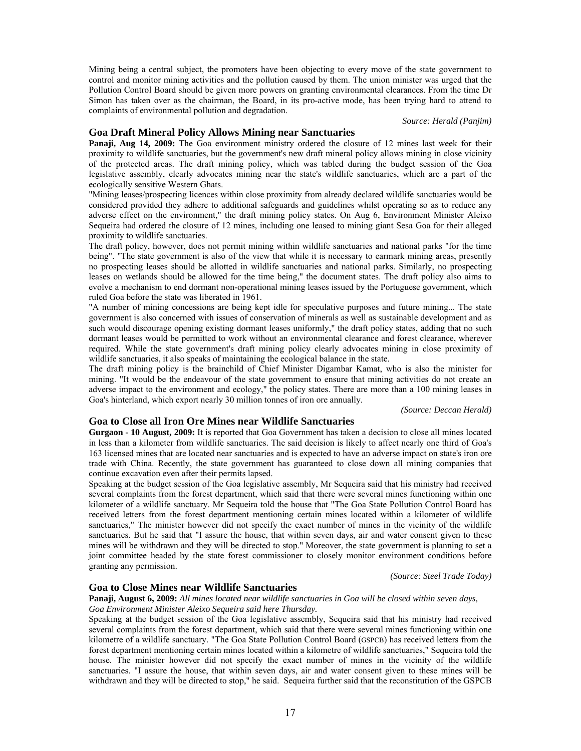Mining being a central subject, the promoters have been objecting to every move of the state government to control and monitor mining activities and the pollution caused by them. The union minister was urged that the Pollution Control Board should be given more powers on granting environmental clearances. From the time Dr Simon has taken over as the chairman, the Board, in its pro-active mode, has been trying hard to attend to complaints of environmental pollution and degradation.

*Source: Herald (Panjim)*

## Goa Draft Mineral Policy Allows Mining near Sanctuaries

**Panaji, Aug 14, 2009:** The Goa environment ministry ordered the closure of 12 mines last week for their proximity to wildlife sanctuaries, but the government's new draft mineral policy allows mining in close vicinity of the protected areas. The draft mining policy, which was tabled during the budget session of the Goa legislative assembly, clearly advocates mining near the state's wildlife sanctuaries, which are a part of the ecologically sensitive Western Ghats.

"Mining leases/prospecting licences within close proximity from already declared wildlife sanctuaries would be considered provided they adhere to additional safeguards and guidelines whilst operating so as to reduce any adverse effect on the environment," the draft mining policy states. On Aug 6, Environment Minister Aleixo Sequeira had ordered the closure of 12 mines, including one leased to mining giant Sesa Goa for their alleged proximity to wildlife sanctuaries.

The draft policy, however, does not permit mining within wildlife sanctuaries and national parks "for the time being". "The state government is also of the view that while it is necessary to earmark mining areas, presently no prospecting leases should be allotted in wildlife sanctuaries and national parks. Similarly, no prospecting leases on wetlands should be allowed for the time being," the document states. The draft policy also aims to evolve a mechanism to end dormant non-operational mining leases issued by the Portuguese government, which ruled Goa before the state was liberated in 1961.

"A number of mining concessions are being kept idle for speculative purposes and future mining... The state government is also concerned with issues of conservation of minerals as well as sustainable development and as such would discourage opening existing dormant leases uniformly," the draft policy states, adding that no such dormant leases would be permitted to work without an environmental clearance and forest clearance, wherever required. While the state government's draft mining policy clearly advocates mining in close proximity of wildlife sanctuaries, it also speaks of maintaining the ecological balance in the state.

The draft mining policy is the brainchild of Chief Minister Digambar Kamat, who is also the minister for mining. "It would be the endeavour of the state government to ensure that mining activities do not create an adverse impact to the environment and ecology," the policy states. There are more than a 100 mining leases in Goa's hinterland, which export nearly 30 million tonnes of iron ore annually.

*(Source: Deccan Herald)*

## Goa to Close all Iron Ore Mines near Wildlife Sanctuaries

**Gurgaon - 10 August, 2009:** It is reported that Goa Government has taken a decision to close all mines located in less than a kilometer from wildlife sanctuaries. The said decision is likely to affect nearly one third of Goa's 163 licensed mines that are located near sanctuaries and is expected to have an adverse impact on state's iron ore trade with China. Recently, the state government has guaranteed to close down all mining companies that continue excavation even after their permits lapsed.

Speaking at the budget session of the Goa legislative assembly, Mr Sequeira said that his ministry had received several complaints from the forest department, which said that there were several mines functioning within one kilometer of a wildlife sanctuary. Mr Sequeira told the house that "The Goa State Pollution Control Board has received letters from the forest department mentioning certain mines located within a kilometer of wildlife sanctuaries," The minister however did not specify the exact number of mines in the vicinity of the wildlife sanctuaries. But he said that "I assure the house, that within seven days, air and water consent given to these mines will be withdrawn and they will be directed to stop." Moreover, the state government is planning to set a joint committee headed by the state forest commissioner to closely monitor environment conditions before granting any permission.

*(Source: Steel Trade Today)*

## Goa to Close Mines near Wildlife Sanctuaries

**Panaji, August 6, 2009:** *All mines located near wildlife sanctuaries in Goa will be closed within seven days, Goa Environment Minister Aleixo Sequeira said here Thursday.*

Speaking at the budget session of the Goa legislative assembly, Sequeira said that his ministry had received several complaints from the forest department, which said that there were several mines functioning within one kilometre of a wildlife sanctuary. "The Goa State Pollution Control Board (GSPCB) has received letters from the forest department mentioning certain mines located within a kilometre of wildlife sanctuaries," Sequeira told the house. The minister however did not specify the exact number of mines in the vicinity of the wildlife sanctuaries. "I assure the house, that within seven days, air and water consent given to these mines will be withdrawn and they will be directed to stop," he said. Sequeira further said that the reconstitution of the GSPCB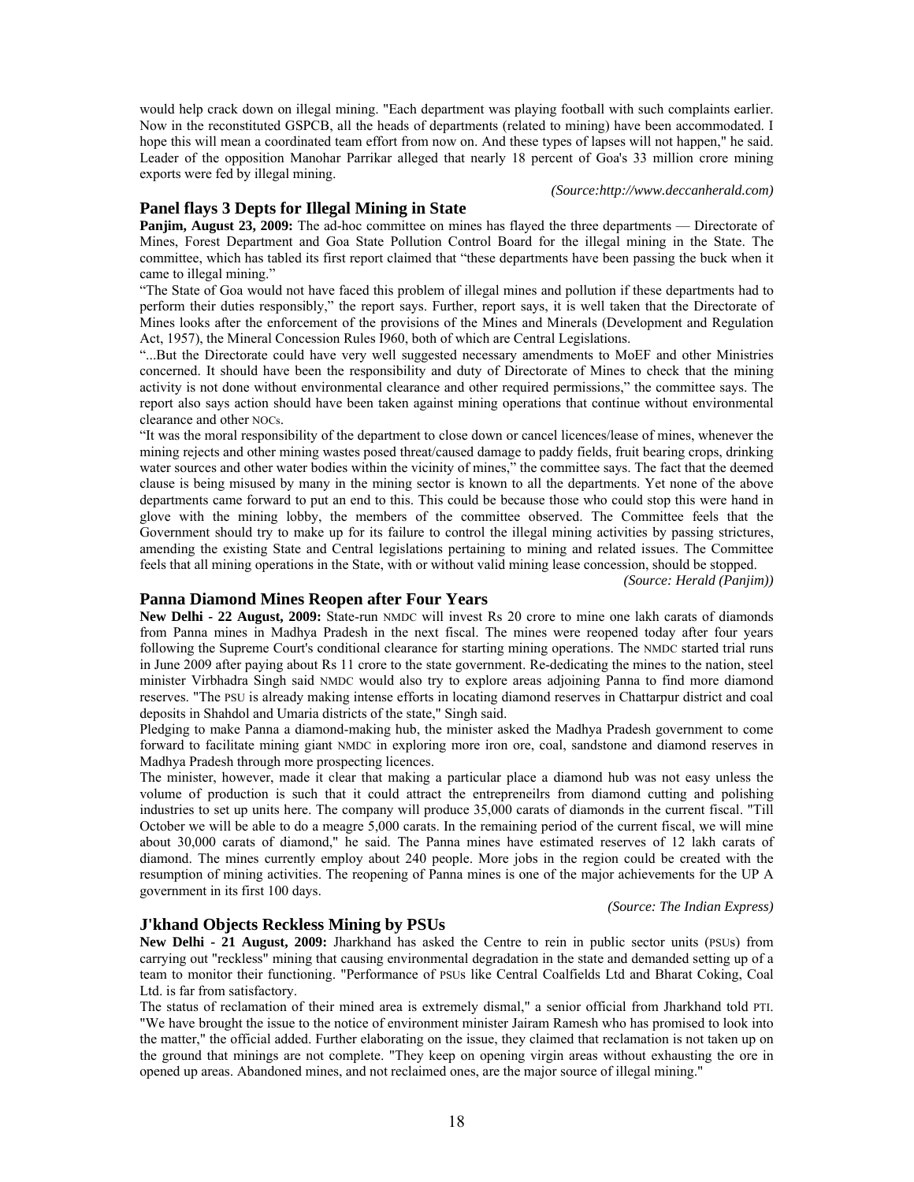would help crack down on illegal mining. "Each department was playing football with such complaints earlier. Now in the reconstituted GSPCB, all the heads of departments (related to mining) have been accommodated. I hope this will mean a coordinated team effort from now on. And these types of lapses will not happen," he said. Leader of the opposition Manohar Parrikar alleged that nearly 18 percent of Goa's 33 million crore mining exports were fed by illegal mining.

*(Source:http://www.deccanherald.com)*

## Panel flays 3 Depts for Illegal Mining in State

**Panjim, August 23, 2009:** The ad-hoc committee on mines has flayed the three departments — Directorate of Mines, Forest Department and Goa State Pollution Control Board for the illegal mining in the State. The committee, which has tabled its first report claimed that "these departments have been passing the buck when it came to illegal mining."

"The State of Goa would not have faced this problem of illegal mines and pollution if these departments had to perform their duties responsibly," the report says. Further, report says, it is well taken that the Directorate of Mines looks after the enforcement of the provisions of the Mines and Minerals (Development and Regulation Act, 1957), the Mineral Concession Rules I960, both of which are Central Legislations.

"...But the Directorate could have very well suggested necessary amendments to MoEF and other Ministries concerned. It should have been the responsibility and duty of Directorate of Mines to check that the mining activity is not done without environmental clearance and other required permissions," the committee says. The report also says action should have been taken against mining operations that continue without environmental clearance and other NOCs.

"It was the moral responsibility of the department to close down or cancel licences/lease of mines, whenever the mining rejects and other mining wastes posed threat/caused damage to paddy fields, fruit bearing crops, drinking water sources and other water bodies within the vicinity of mines," the committee says. The fact that the deemed clause is being misused by many in the mining sector is known to all the departments. Yet none of the above departments came forward to put an end to this. This could be because those who could stop this were hand in glove with the mining lobby, the members of the committee observed. The Committee feels that the Government should try to make up for its failure to control the illegal mining activities by passing strictures, amending the existing State and Central legislations pertaining to mining and related issues. The Committee feels that all mining operations in the State, with or without valid mining lease concession, should be stopped.

*(Source: Herald (Panjim))*

## Panna Diamond Mines Reopen after Four Years

**New Delhi - 22 August, 2009:** State-run NMDC will invest Rs 20 crore to mine one lakh carats of diamonds from Panna mines in Madhya Pradesh in the next fiscal. The mines were reopened today after four years following the Supreme Court's conditional clearance for starting mining operations. The NMDC started trial runs in June 2009 after paying about Rs 11 crore to the state government. Re-dedicating the mines to the nation, steel minister Virbhadra Singh said NMDC would also try to explore areas adjoining Panna to find more diamond reserves. "The PSU is already making intense efforts in locating diamond reserves in Chattarpur district and coal deposits in Shahdol and Umaria districts of the state," Singh said.

Pledging to make Panna a diamond-making hub, the minister asked the Madhya Pradesh government to come forward to facilitate mining giant NMDC in exploring more iron ore, coal, sandstone and diamond reserves in Madhya Pradesh through more prospecting licences.

The minister, however, made it clear that making a particular place a diamond hub was not easy unless the volume of production is such that it could attract the entrepreneilrs from diamond cutting and polishing industries to set up units here. The company will produce 35,000 carats of diamonds in the current fiscal. "Till October we will be able to do a meagre 5,000 carats. In the remaining period of the current fiscal, we will mine about 30,000 carats of diamond," he said. The Panna mines have estimated reserves of 12 lakh carats of diamond. The mines currently employ about 240 people. More jobs in the region could be created with the resumption of mining activities. The reopening of Panna mines is one of the major achievements for the UP A government in its first 100 days.

*(Source: The Indian Express)*

## J'khand Objects Reckless Mining by PSUs

**New Delhi - 21 August, 2009:** Jharkhand has asked the Centre to rein in public sector units (PSUs) from carrying out "reckless" mining that causing environmental degradation in the state and demanded setting up of a team to monitor their functioning. "Performance of PSUs like Central Coalfields Ltd and Bharat Coking, Coal Ltd. is far from satisfactory.

The status of reclamation of their mined area is extremely dismal," a senior official from Jharkhand told PTI. "We have brought the issue to the notice of environment minister Jairam Ramesh who has promised to look into the matter," the official added. Further elaborating on the issue, they claimed that reclamation is not taken up on the ground that minings are not complete. "They keep on opening virgin areas without exhausting the ore in opened up areas. Abandoned mines, and not reclaimed ones, are the major source of illegal mining."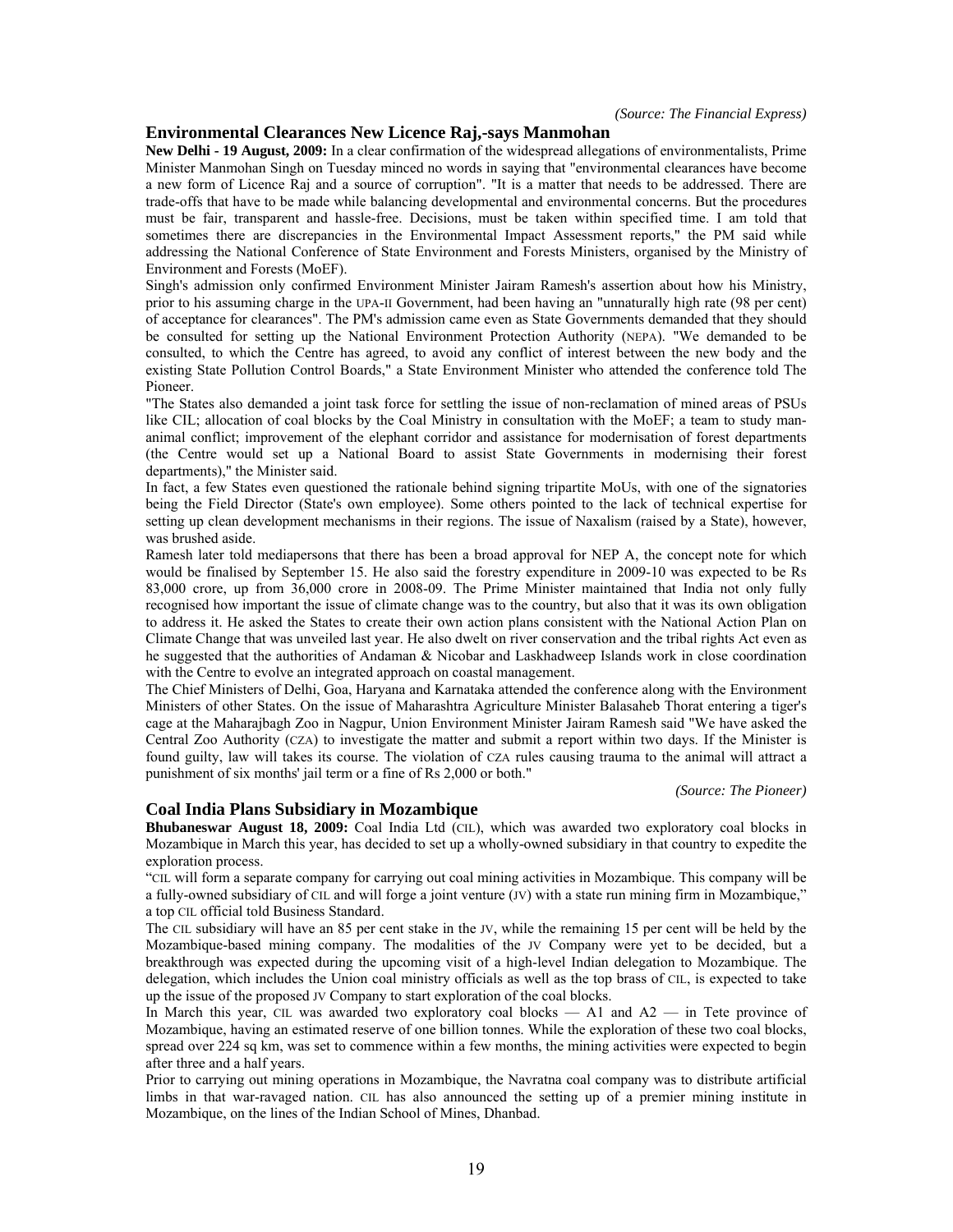*(Source: The Financial Express)*

## Environmental Clearances New Licence Raj,-says Manmohan

**New Delhi - 19 August, 2009:** In a clear confirmation of the widespread allegations of environmentalists, Prime Minister Manmohan Singh on Tuesday minced no words in saying that "environmental clearances have become a new form of Licence Raj and a source of corruption". "It is a matter that needs to be addressed. There are trade-offs that have to be made while balancing developmental and environmental concerns. But the procedures must be fair, transparent and hassle-free. Decisions, must be taken within specified time. I am told that sometimes there are discrepancies in the Environmental Impact Assessment reports," the PM said while addressing the National Conference of State Environment and Forests Ministers, organised by the Ministry of Environment and Forests (MoEF).

Singh's admission only confirmed Environment Minister Jairam Ramesh's assertion about how his Ministry, prior to his assuming charge in the UPA-II Government, had been having an "unnaturally high rate (98 per cent) of acceptance for clearances". The PM's admission came even as State Governments demanded that they should be consulted for setting up the National Environment Protection Authority (NEPA). "We demanded to be consulted, to which the Centre has agreed, to avoid any conflict of interest between the new body and the existing State Pollution Control Boards," a State Environment Minister who attended the conference told The Pioneer.

"The States also demanded a joint task force for settling the issue of non-reclamation of mined areas of PSUs like CIL; allocation of coal blocks by the Coal Ministry in consultation with the MoEF; a team to study man-animal conflict; improvement of the elephant corridor and assistance for modernisation of forest departments (the Centre would set up a National Board to assist State Governments in modernising their forest departments)," the Minister said.

In fact, a few States even questioned the rationale behind signing tripartite MoUs, with one of the signatories being the Field Director (State's own employee). Some others pointed to the lack of technical expertise for setting up clean development mechanisms in their regions. The issue of Naxalism (raised by a State), however, was brushed aside.

Ramesh later told mediapersons that there has been a broad approval for NEP A, the concept note for which would be finalised by September 15. He also said the forestry expenditure in 2009-10 was expected to be Rs 83,000 crore, up from 36,000 crore in 2008-09. The Prime Minister maintained that India not only fully recognised how important the issue of climate change was to the country, but also that it was its own obligation to address it. He asked the States to create their own action plans consistent with the National Action Plan on Climate Change that was unveiled last year. He also dwelt on river conservation and the tribal rights Act even as he suggested that the authorities of Andaman & Nicobar and Laskhadweep Islands work in close coordination with the Centre to evolve an integrated approach on coastal management.

The Chief Ministers of Delhi, Goa, Haryana and Karnataka attended the conference along with the Environment Ministers of other States. On the issue of Maharashtra Agriculture Minister Balasaheb Thorat entering a tiger's cage at the Maharajbagh Zoo in Nagpur, Union Environment Minister Jairam Ramesh said "We have asked the Central Zoo Authority (CZA) to investigate the matter and submit a report within two days. If the Minister is found guilty, law will takes its course. The violation of CZA rules causing trauma to the animal will attract a punishment of six months' jail term or a fine of Rs 2,000 or both."

*(Source: The Pioneer)*

## Coal India Plans Subsidiary in Mozambique

**Bhubaneswar August 18, 2009:** Coal India Ltd (CIL), which was awarded two exploratory coal blocks in Mozambique in March this year, has decided to set up a wholly-owned subsidiary in that country to expedite the exploration process.

"CIL will form a separate company for carrying out coal mining activities in Mozambique. This company will be a fully-owned subsidiary of CIL and will forge a joint venture (JV) with a state run mining firm in Mozambique," a top CIL official told Business Standard.

The CIL subsidiary will have an 85 per cent stake in the JV, while the remaining 15 per cent will be held by the Mozambique-based mining company. The modalities of the JV Company were yet to be decided, but a breakthrough was expected during the upcoming visit of a high-level Indian delegation to Mozambique. The delegation, which includes the Union coal ministry officials as well as the top brass of CIL, is expected to take up the issue of the proposed JV Company to start exploration of the coal blocks.

In March this year, CIL was awarded two exploratory coal blocks — A1 and A2 — in Tete province of Mozambique, having an estimated reserve of one billion tonnes. While the exploration of these two coal blocks, spread over 224 sq km, was set to commence within a few months, the mining activities were expected to begin after three and a half years.

Prior to carrying out mining operations in Mozambique, the Navratna coal company was to distribute artificial limbs in that war-ravaged nation. CIL has also announced the setting up of a premier mining institute in Mozambique, on the lines of the Indian School of Mines, Dhanbad.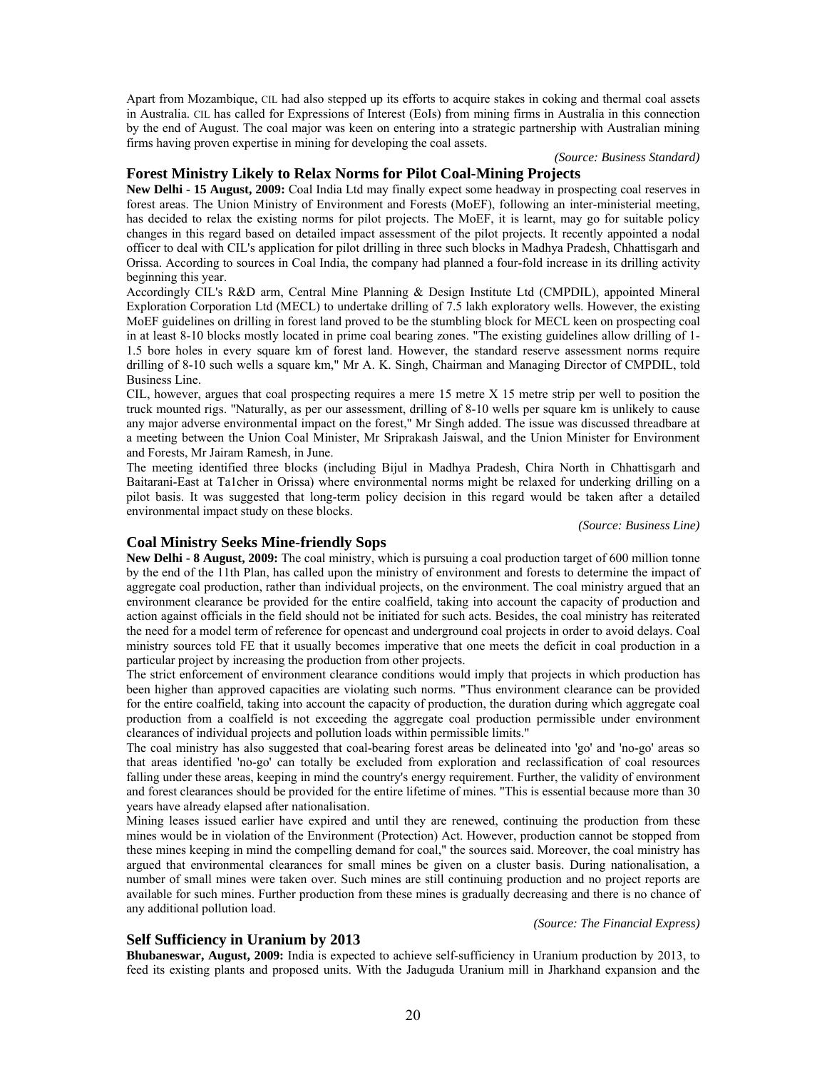Apart from Mozambique, CIL had also stepped up its efforts to acquire stakes in coking and thermal coal assets in Australia. CIL has called for Expressions of Interest (EoIs) from mining firms in Australia in this connection by the end of August. The coal major was keen on entering into a strategic partnership with Australian mining firms having proven expertise in mining for developing the coal assets.

*(Source: Business Standard)*

## Forest Ministry Likely to Relax Norms for Pilot Coal-Mining Projects

**New Delhi - 15 August, 2009:** Coal India Ltd may finally expect some headway in prospecting coal reserves in forest areas. The Union Ministry of Environment and Forests (MoEF), following an inter-ministerial meeting, has decided to relax the existing norms for pilot projects. The MoEF, it is learnt, may go for suitable policy changes in this regard based on detailed impact assessment of the pilot projects. It recently appointed a nodal officer to deal with CIL's application for pilot drilling in three such blocks in Madhya Pradesh, Chhattisgarh and Orissa. According to sources in Coal India, the company had planned a four-fold increase in its drilling activity beginning this year.

Accordingly CIL's R&D arm, Central Mine Planning & Design Institute Ltd (CMPDIL), appointed Mineral Exploration Corporation Ltd (MECL) to undertake drilling of 7.5 lakh exploratory wells. However, the existing MoEF guidelines on drilling in forest land proved to be the stumbling block for MECL keen on prospecting coal in at least 8-10 blocks mostly located in prime coal bearing zones. "The existing guidelines allow drilling of 1-1.5 bore holes in every square km of forest land. However, the standard reserve assessment norms require drilling of 8-10 such wells a square km," Mr A. K. Singh, Chairman and Managing Director of CMPDIL, told Business Line.

CIL, however, argues that coal prospecting requires a mere 15 metre X 15 metre strip per well to position the truck mounted rigs. "Naturally, as per our assessment, drilling of 8-10 wells per square km is unlikely to cause any major adverse environmental impact on the forest," Mr Singh added. The issue was discussed threadbare at a meeting between the Union Coal Minister, Mr Sriprakash Jaiswal, and the Union Minister for Environment and Forests, Mr Jairam Ramesh, in June.

The meeting identified three blocks (including Bijul in Madhya Pradesh, Chira North in Chhattisgarh and Baitarani-East at Ta1cher in Orissa) where environmental norms might be relaxed for underking drilling on a pilot basis. It was suggested that long-term policy decision in this regard would be taken after a detailed environmental impact study on these blocks.

*(Source: Business Line)*

## Coal Ministry Seeks Mine-friendly Sops

**New Delhi - 8 August, 2009:** The coal ministry, which is pursuing a coal production target of 600 million tonne by the end of the 11th Plan, has called upon the ministry of environment and forests to determine the impact of aggregate coal production, rather than individual projects, on the environment. The coal ministry argued that an environment clearance be provided for the entire coalfield, taking into account the capacity of production and action against officials in the field should not be initiated for such acts. Besides, the coal ministry has reiterated the need for a model term of reference for opencast and underground coal projects in order to avoid delays. Coal ministry sources told FE that it usually becomes imperative that one meets the deficit in coal production in a particular project by increasing the production from other projects.

The strict enforcement of environment clearance conditions would imply that projects in which production has been higher than approved capacities are violating such norms. "Thus environment clearance can be provided for the entire coalfield, taking into account the capacity of production, the duration during which aggregate coal production from a coalfield is not exceeding the aggregate coal production permissible under environment clearances of individual projects and pollution loads within permissible limits."

The coal ministry has also suggested that coal-bearing forest areas be delineated into 'go' and 'no-go' areas so that areas identified 'no-go' can totally be excluded from exploration and reclassification of coal resources falling under these areas, keeping in mind the country's energy requirement. Further, the validity of environment and forest clearances should be provided for the entire lifetime of mines. "This is essential because more than 30 years have already elapsed after nationalisation.

Mining leases issued earlier have expired and until they are renewed, continuing the production from these mines would be in violation of the Environment (Protection) Act. However, production cannot be stopped from these mines keeping in mind the compelling demand for coal," the sources said. Moreover, the coal ministry has argued that environmental clearances for small mines be given on a cluster basis. During nationalisation, a number of small mines were taken over. Such mines are still continuing production and no project reports are available for such mines. Further production from these mines is gradually decreasing and there is no chance of any additional pollution load.

*(Source: The Financial Express)*

## Self Sufficiency in Uranium by 2013

**Bhubaneswar, August, 2009:** India is expected to achieve self-sufficiency in Uranium production by 2013, to feed its existing plants and proposed units. With the Jaduguda Uranium mill in Jharkhand expansion and the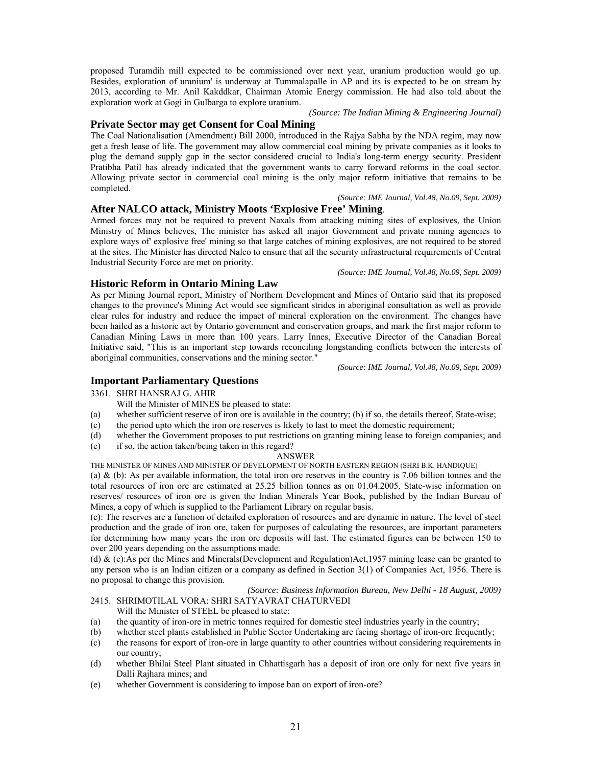proposed Turamdih mill expected to be commissioned over next year, uranium production would go up. Besides, exploration of uranium' is underway at Tummalapalle in AP and its is expected to be on stream by 2013, according to Mr. Anil Kakddkar, Chairman Atomic Energy commission. He had also told about the exploration work at Gogi in Gulbarga to explore uranium.

*(Source: The Indian Mining & Engineering Journal)*

### Private Sector may get Consent for Coal Mining

The Coal Nationalisation (Amendment) Bill 2000, introduced in the Rajya Sabha by the NDA regim, may now get a fresh lease of life. The government may allow commercial coal mining by private companies as it looks to plug the demand supply gap in the sector considered crucial to India's long-term energy security. President Pratibha Patil has already indicated that the government wants to carry forward reforms in the coal sector. Allowing private sector in commercial coal mining is the only major reform initiative that remains to be completed.

*(Source: IME Journal, Vol.48, No.09, Sept. 2009)*

### After NALCO attack, Ministry Moots 'Explosive Free' Mining.

Armed forces may not be required to prevent Naxals from attacking mining sites of explosives, the Union Ministry of Mines believes, The minister has asked all major Government and private mining agencies to explore ways of' explosive free' mining so that large catches of mining explosives, are not required to be stored at the sites. The Minister has directed Nalco to ensure that all the security infrastructural requirements of Central Industrial Security Force are met on priority.

*(Source: IME Journal, Vol.48, No.09, Sept. 2009)*

### Historic Reform in Ontario Mining Law

As per Mining Journal report, Ministry of Northern Development and Mines of Ontario said that its proposed changes to the province's Mining Act would see significant strides in aboriginal consultation as well as provide clear rules for industry and reduce the impact of mineral exploration on the environment. The changes have been hailed as a historic act by Ontario government and conservation groups, and mark the first major reform to Canadian Mining Laws in more than 100 years. Larry Innes, Executive Director of the Canadian Boreal Initiative said, "This is an important step towards reconciling longstanding conflicts between the interests of aboriginal communities, conservations and the mining sector."

*(Source: IME Journal, Vol.48, No.09, Sept. 2009)*

## Important Parliamentary Questions

3361. SHRI HANSRAJ G. AHIR

Will the Minister of MINES be pleased to state:

(a) whether sufficient reserve of iron ore is available in the country; (b) if so, the details thereof, State-wise;

(c) the period upto which the iron ore reserves is likely to last to meet the domestic requirement;

(d) whether the Government proposes to put restrictions on granting mining lease to foreign companies; and

(e) if so, the action taken/being taken in this regard?

ANSWER

THE MINISTER OF MINES AND MINISTER OF DEVELOPMENT OF NORTH EASTERN REGION (SHRI B.K. HANDIQUE)

(a) & (b): As per available information, the total iron ore reserves in the country is 7.06 billion tonnes and the total resources of iron ore are estimated at 25.25 billion tonnes as on 01.04.2005. State-wise information on reserves/ resources of iron ore is given the Indian Minerals Year Book, published by the Indian Bureau of Mines, a copy of which is supplied to the Parliament Library on regular basis.

(c): The reserves are a function of detailed exploration of resources and are dynamic in nature. The level of steel production and the grade of iron ore, taken for purposes of calculating the resources, are important parameters for determining how many years the iron ore deposits will last. The estimated figures can be between 150 to over 200 years depending on the assumptions made.

(d) & (e):As per the Mines and Minerals(Development and Regulation)Act,1957 mining lease can be granted to any person who is an Indian citizen or a company as defined in Section 3(1) of Companies Act, 1956. There is no proposal to change this provision.

*(Source: Business Information Bureau, New Delhi - 18 August, 2009)*

2415. SHRIMOTILAL VORA: SHRI SATYAVRAT CHATURVEDI

Will the Minister of STEEL be pleased to state:

(a) the quantity of iron-ore in metric tonnes required for domestic steel industries yearly in the country;

(b) whether steel plants established in Public Sector Undertaking are facing shortage of iron-ore frequently;

(c) the reasons for export of iron-ore in large quantity to other countries without considering requirements in our country;

(d) whether Bhilai Steel Plant situated in Chhattisgarh has a deposit of iron ore only for next five years in Dalli Rajhara mines; and

(e) whether Government is considering to impose ban on export of iron-ore?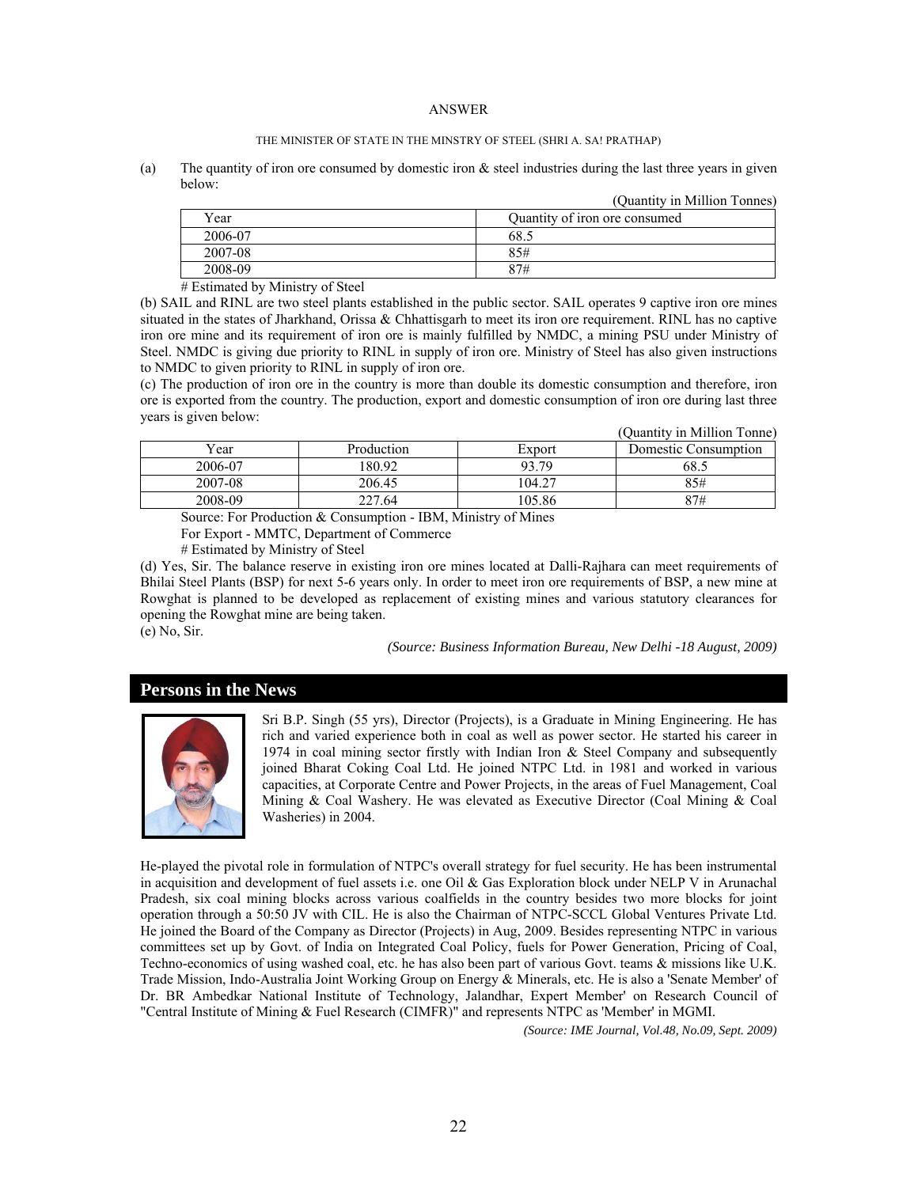ANSWER

THE MINISTER OF STATE IN THE MINSTRY OF STEEL (SHRI A. SA! PRATHAP)

(a) The quantity of iron ore consumed by domestic iron & steel industries during the last three years in given below:

(Quantity in Million Tonnes)

| Year | Quantity of iron ore consumed |
|---|---|
| 2006-07 | 68.5 |
| 2007-08 | 85# |
| 2008-09 | 87# |

# Estimated by Ministry of Steel

(b) SAIL and RINL are two steel plants established in the public sector. SAIL operates 9 captive iron ore mines situated in the states of Jharkhand, Orissa & Chhattisgarh to meet its iron ore requirement. RINL has no captive iron ore mine and its requirement of iron ore is mainly fulfilled by NMDC, a mining PSU under Ministry of Steel. NMDC is giving due priority to RINL in supply of iron ore. Ministry of Steel has also given instructions to NMDC to given priority to RINL in supply of iron ore.

(c) The production of iron ore in the country is more than double its domestic consumption and therefore, iron ore is exported from the country. The production, export and domestic consumption of iron ore during last three years is given below:

(Quantity in Million Tonne)

| Year | Production | Export | Domestic Consumption |
|---|---|---|---|
| 2006-07 | 180.92 | 93.79 | 68.5 |
| 2007-08 | 206.45 | 104.27 | 85# |
| 2008-09 | 227.64 | 105.86 | 87# |

Source: For Production & Consumption - IBM, Ministry of Mines

For Export - MMTC, Department of Commerce

# Estimated by Ministry of Steel

(d) Yes, Sir. The balance reserve in existing iron ore mines located at Dalli-Rajhara can meet requirements of Bhilai Steel Plants (BSP) for next 5-6 years only. In order to meet iron ore requirements of BSP, a new mine at Rowghat is planned to be developed as replacement of existing mines and various statutory clearances for opening the Rowghat mine are being taken.

(e) No, Sir.

*(Source: Business Information Bureau, New Delhi -18 August, 2009)*

## Persons in the News

Sri B.P. Singh (55 yrs), Director (Projects), is a Graduate in Mining Engineering. He has rich and varied experience both in coal as well as power sector. He started his career in 1974 in coal mining sector firstly with Indian Iron & Steel Company and subsequently joined Bharat Coking Coal Ltd. He joined NTPC Ltd. in 1981 and worked in various capacities, at Corporate Centre and Power Projects, in the areas of Fuel Management, Coal Mining & Coal Washery. He was elevated as Executive Director (Coal Mining & Coal Washeries) in 2004.

He-played the pivotal role in formulation of NTPC's overall strategy for fuel security. He has been instrumental in acquisition and development of fuel assets i.e. one Oil & Gas Exploration block under NELP V in Arunachal Pradesh, six coal mining blocks across various coalfields in the country besides two more blocks for joint operation through a 50:50 JV with CIL. He is also the Chairman of NTPC-SCCL Global Ventures Private Ltd. He joined the Board of the Company as Director (Projects) in Aug, 2009. Besides representing NTPC in various committees set up by Govt. of India on Integrated Coal Policy, fuels for Power Generation, Pricing of Coal, Techno-economics of using washed coal, etc. he has also been part of various Govt. teams & missions like U.K. Trade Mission, Indo-Australia Joint Working Group on Energy & Minerals, etc. He is also a 'Senate Member' of Dr. BR Ambedkar National Institute of Technology, Jalandhar, Expert Member' on Research Council of "Central Institute of Mining & Fuel Research (CIMFR)" and represents NTPC as 'Member' in MGMI.

*(Source: IME Journal, Vol.48, No.09, Sept. 2009)*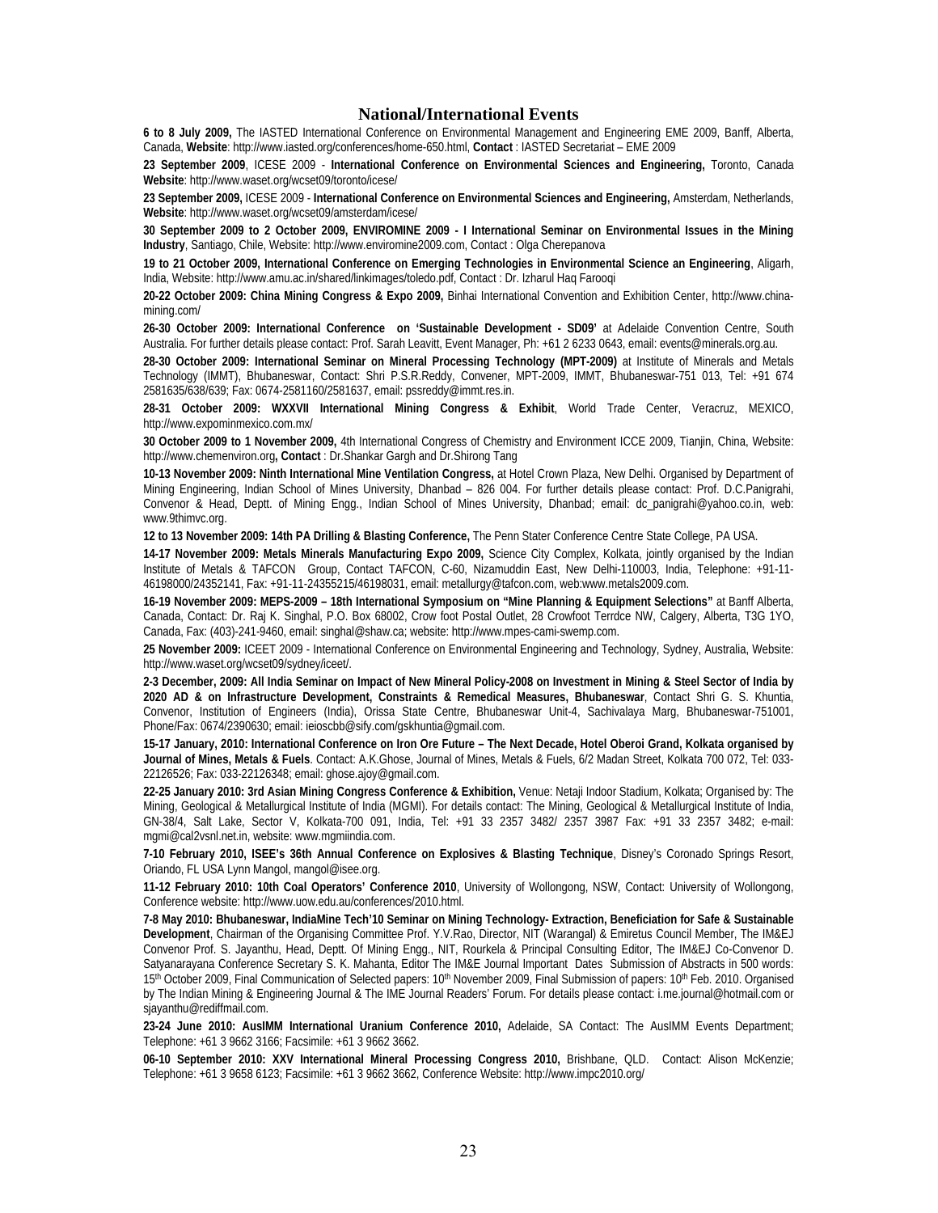## National/International Events

**6 to 8 July 2009,** The IASTED International Conference on Environmental Management and Engineering EME 2009, Banff, Alberta, Canada, **Website**: http://www.iasted.org/conferences/home-650.html, **Contact** : IASTED Secretariat – EME 2009

**23 September 2009**, ICESE 2009 - **International Conference on Environmental Sciences and Engineering,** Toronto, Canada **Website**: http://www.waset.org/wcset09/toronto/icese/

**23 September 2009,** ICESE 2009 - **International Conference on Environmental Sciences and Engineering,** Amsterdam, Netherlands, **Website**: http://www.waset.org/wcset09/amsterdam/icese/

**30 September 2009 to 2 October 2009, ENVIROMINE 2009 - I International Seminar on Environmental Issues in the Mining Industry**, Santiago, Chile, Website: http://www.enviromine2009.com, Contact : Olga Cherepanova

**19 to 21 October 2009, International Conference on Emerging Technologies in Environmental Science an Engineering**, Aligarh, India, Website: http://www.amu.ac.in/shared/linkimages/toledo.pdf, Contact : Dr. Izharul Haq Farooqi

**20-22 October 2009: China Mining Congress & Expo 2009,** Binhai International Convention and Exhibition Center, http://www.china-mining.com/

**26-30 October 2009: International Conference on 'Sustainable Development - SD09'** at Adelaide Convention Centre, South Australia. For further details please contact: Prof. Sarah Leavitt, Event Manager, Ph: +61 2 6233 0643, email: events@minerals.org.au.

**28-30 October 2009: International Seminar on Mineral Processing Technology (MPT-2009)** at Institute of Minerals and Metals Technology (IMMT), Bhubaneswar, Contact: Shri P.S.R.Reddy, Convener, MPT-2009, IMMT, Bhubaneswar-751 013, Tel: +91 674 2581635/638/639; Fax: 0674-2581160/2581637, email: pssreddy@immt.res.in.

**28-31 October 2009: WXXVII International Mining Congress & Exhibit**, World Trade Center, Veracruz, MEXICO, http://www.expominmexico.com.mx/

**30 October 2009 to 1 November 2009,** 4th International Congress of Chemistry and Environment ICCE 2009, Tianjin, China, Website: http://www.chemenviron.org**, Contact** : Dr.Shankar Gargh and Dr.Shirong Tang

**10-13 November 2009: Ninth International Mine Ventilation Congress,** at Hotel Crown Plaza, New Delhi. Organised by Department of Mining Engineering, Indian School of Mines University, Dhanbad – 826 004. For further details please contact: Prof. D.C.Panigrahi, Convenor & Head, Deptt. of Mining Engg., Indian School of Mines University, Dhanbad; email: dc_panigrahi@yahoo.co.in, web: www.9thimvc.org.

**12 to 13 November 2009: 14th PA Drilling & Blasting Conference,** The Penn Stater Conference Centre State College, PA USA.

**14-17 November 2009: Metals Minerals Manufacturing Expo 2009,** Science City Complex, Kolkata, jointly organised by the Indian Institute of Metals & TAFCON Group, Contact TAFCON, C-60, Nizamuddin East, New Delhi-110003, India, Telephone: +91-11-46198000/24352141, Fax: +91-11-24355215/46198031, email: metallurgy@tafcon.com, web:www.metals2009.com.

**16-19 November 2009: MEPS-2009 – 18th International Symposium on "Mine Planning & Equipment Selections"** at Banff Alberta, Canada, Contact: Dr. Raj K. Singhal, P.O. Box 68002, Crow foot Postal Outlet, 28 Crowfoot Terrdce NW, Calgery, Alberta, T3G 1YO, Canada, Fax: (403)-241-9460, email: singhal@shaw.ca; website: http://www.mpes-cami-swemp.com.

**25 November 2009:** ICEET 2009 - International Conference on Environmental Engineering and Technology, Sydney, Australia, Website: http://www.waset.org/wcset09/sydney/iceet/.

**2-3 December, 2009: All India Seminar on Impact of New Mineral Policy-2008 on Investment in Mining & Steel Sector of India by 2020 AD & on Infrastructure Development, Constraints & Remedical Measures, Bhubaneswar**, Contact Shri G. S. Khuntia, Convenor, Institution of Engineers (India), Orissa State Centre, Bhubaneswar Unit-4, Sachivalaya Marg, Bhubaneswar-751001, Phone/Fax: 0674/2390630; email: ieioscbb@sify.com/gskhuntia@gmail.com.

**15-17 January, 2010: International Conference on Iron Ore Future – The Next Decade, Hotel Oberoi Grand, Kolkata organised by Journal of Mines, Metals & Fuels**. Contact: A.K.Ghose, Journal of Mines, Metals & Fuels, 6/2 Madan Street, Kolkata 700 072, Tel: 033-22126526; Fax: 033-22126348; email: ghose.ajoy@gmail.com.

**22-25 January 2010: 3rd Asian Mining Congress Conference & Exhibition,** Venue: Netaji Indoor Stadium, Kolkata; Organised by: The Mining, Geological & Metallurgical Institute of India (MGMI). For details contact: The Mining, Geological & Metallurgical Institute of India, GN-38/4, Salt Lake, Sector V, Kolkata-700 091, India, Tel: +91 33 2357 3482/ 2357 3987 Fax: +91 33 2357 3482; e-mail: mgmi@cal2vsnl.net.in, website: www.mgmiindia.com.

**7-10 February 2010, ISEE's 36th Annual Conference on Explosives & Blasting Technique**, Disney's Coronado Springs Resort, Oriando, FL USA Lynn Mangol, mangol@isee.org.

**11-12 February 2010: 10th Coal Operators' Conference 2010**, University of Wollongong, NSW, Contact: University of Wollongong, Conference website: http://www.uow.edu.au/conferences/2010.html.

**7-8 May 2010: Bhubaneswar, IndiaMine Tech'10 Seminar on Mining Technology- Extraction, Beneficiation for Safe & Sustainable Development**, Chairman of the Organising Committee Prof. Y.V.Rao, Director, NIT (Warangal) & Emiretus Council Member, The IM&EJ Convenor Prof. S. Jayanthu, Head, Deptt. Of Mining Engg., NIT, Rourkela & Principal Consulting Editor, The IM&EJ Co-Convenor D. Satyanarayana Conference Secretary S. K. Mahanta, Editor The IM&E Journal Important Dates Submission of Abstracts in 500 words: 15th October 2009, Final Communication of Selected papers: 10th November 2009, Final Submission of papers: 10th Feb. 2010. Organised by The Indian Mining & Engineering Journal & The IME Journal Readers' Forum. For details please contact: i.me.journal@hotmail.com or sjayanthu@rediffmail.com.

**23-24 June 2010: AusIMM International Uranium Conference 2010,** Adelaide, SA Contact: The AusIMM Events Department; Telephone: +61 3 9662 3166; Facsimile: +61 3 9662 3662.

**06-10 September 2010: XXV International Mineral Processing Congress 2010,** Brishbane, QLD. Contact: Alison McKenzie; Telephone: +61 3 9658 6123; Facsimile: +61 3 9662 3662, Conference Website: http://www.impc2010.org/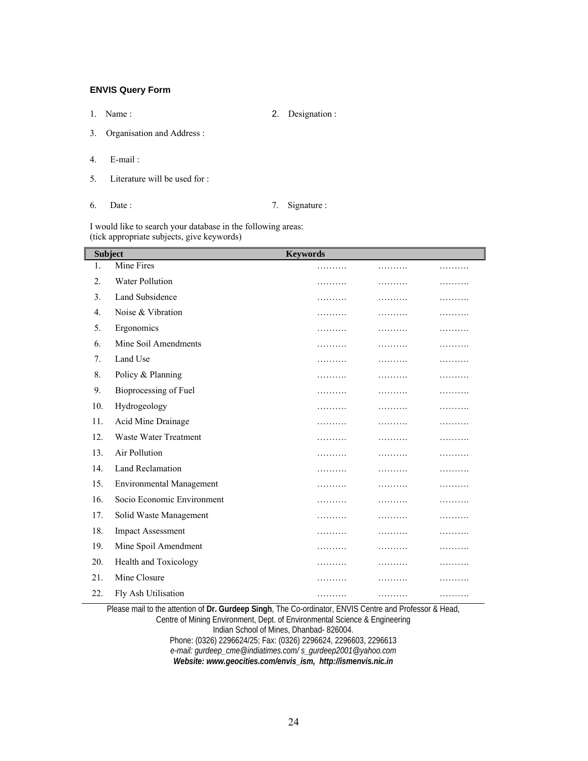**ENVIS Query Form**

1. Name :
2. Designation :
3. Organisation and Address :
4. E-mail :
5. Literature will be used for :
6. Date :
7. Signature :

I would like to search your database in the following areas:
(tick appropriate subjects, give keywords)

| | Subject | Keywords | | |
|---|---|---|---|---|
| 1. | Mine Fires | ………. | ………. | ………. |
| 2. | Water Pollution | ………. | ………. | ………. |
| 3. | Land Subsidence | ………. | ………. | ………. |
| 4. | Noise & Vibration | ………. | ………. | ………. |
| 5. | Ergonomics | ………. | ………. | ………. |
| 6. | Mine Soil Amendments | ………. | ………. | ………. |
| 7. | Land Use | ………. | ………. | ………. |
| 8. | Policy & Planning | ………. | ………. | ………. |
| 9. | Bioprocessing of Fuel | ………. | ………. | ………. |
| 10. | Hydrogeology | ………. | ………. | ………. |
| 11. | Acid Mine Drainage | ………. | ………. | ………. |
| 12. | Waste Water Treatment | ………. | ………. | ………. |
| 13. | Air Pollution | ………. | ………. | ………. |
| 14. | Land Reclamation | ………. | ………. | ………. |
| 15. | Environmental Management | ………. | ………. | ………. |
| 16. | Socio Economic Environment | ………. | ………. | ………. |
| 17. | Solid Waste Management | ………. | ………. | ………. |
| 18. | Impact Assessment | ………. | ………. | ………. |
| 19. | Mine Spoil Amendment | ………. | ………. | ………. |
| 20. | Health and Toxicology | ………. | ………. | ………. |
| 21. | Mine Closure | ………. | ………. | ………. |
| 22. | Fly Ash Utilisation | ………. | ………. | ………. |

Please mail to the attention of **Dr. Gurdeep Singh**, The Co-ordinator, ENVIS Centre and Professor & Head,
Centre of Mining Environment, Dept. of Environmental Science & Engineering
Indian School of Mines, Dhanbad- 826004.
Phone: (0326) 2296624/25; Fax: (0326) 2296624, 2296603, 2296613
*e-mail: gurdeep_cme@indiatimes.com/ s_gurdeep2001@yahoo.com*
***Website: www.geocities.com/envis_ism, http://ismenvis.nic.in***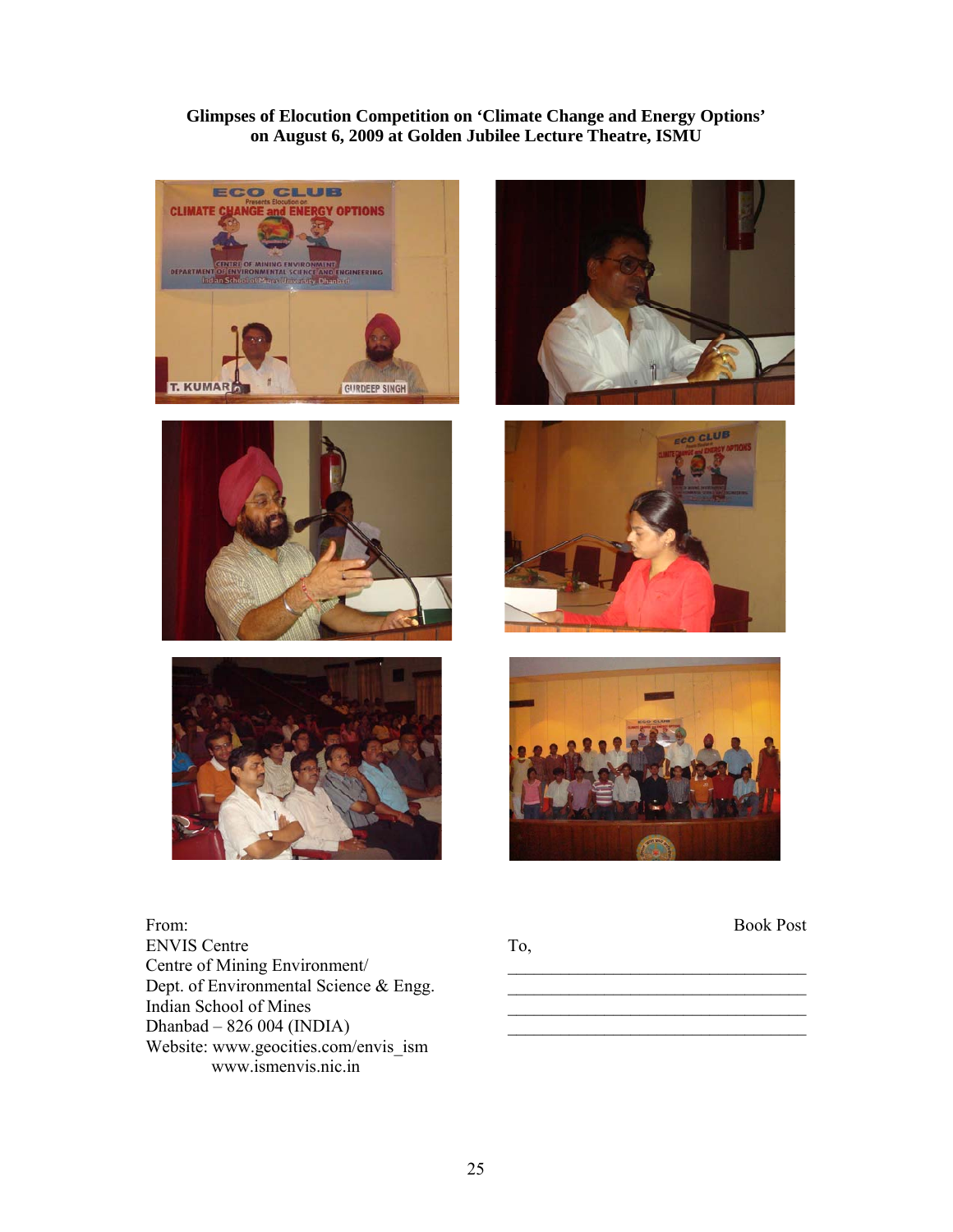**Glimpses of Elocution Competition on 'Climate Change and Energy Options' on August 6, 2009 at Golden Jubilee Lecture Theatre, ISMU**

From:
ENVIS Centre
Centre of Mining Environment/
Dept. of Environmental Science & Engg.
Indian School of Mines
Dhanbad – 826 004 (INDIA)
Website: www.geocities.com/envis_ism
www.ismenvis.nic.in

Book Post

To,

\_\_\_\_\_\_\_\_\_\_\_\_\_\_\_\_\_\_\_\_\_\_\_\_\_\_\_\_\_\_\_\_

\_\_\_\_\_\_\_\_\_\_\_\_\_\_\_\_\_\_\_\_\_\_\_\_\_\_\_\_\_\_\_\_

\_\_\_\_\_\_\_\_\_\_\_\_\_\_\_\_\_\_\_\_\_\_\_\_\_\_\_\_\_\_\_\_

\_\_\_\_\_\_\_\_\_\_\_\_\_\_\_\_\_\_\_\_\_\_\_\_\_\_\_\_\_\_\_\_